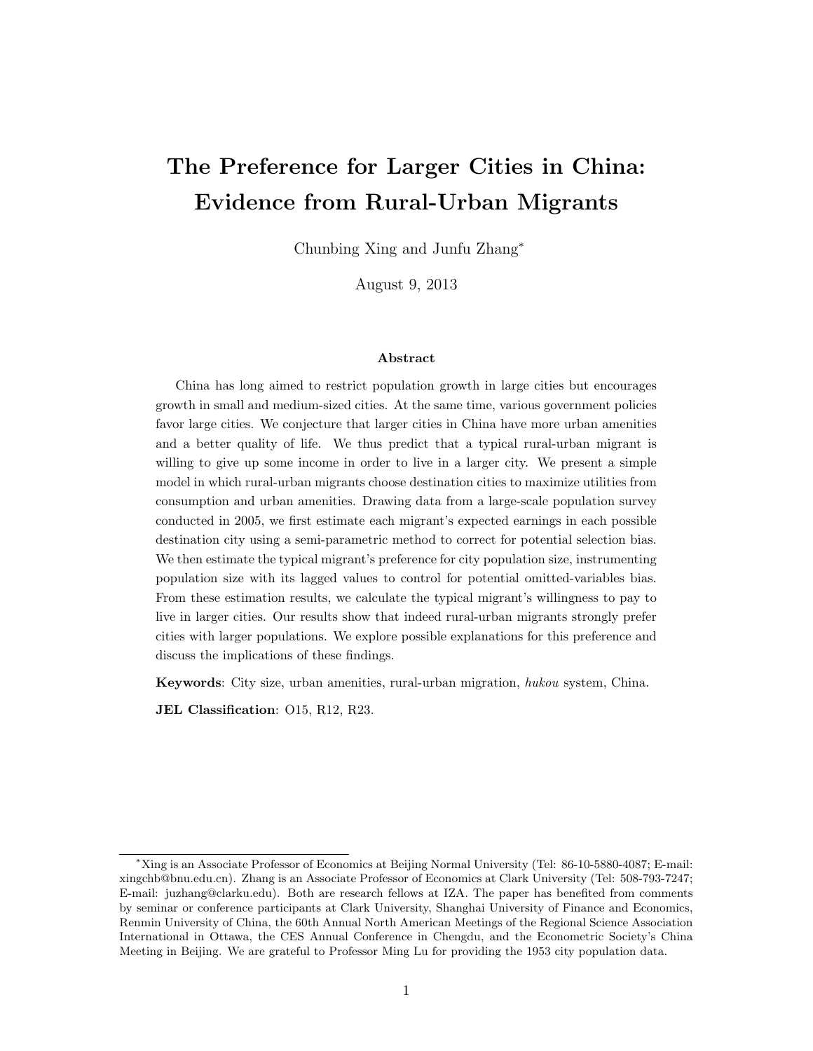# The Preference for Larger Cities in China: Evidence from Rural-Urban Migrants

Chunbing Xing and Junfu Zhang*

August 9, 2013

### Abstract

China has long aimed to restrict population growth in large cities but encourages growth in small and medium-sized cities. At the same time, various government policies favor large cities. We conjecture that larger cities in China have more urban amenities and a better quality of life. We thus predict that a typical rural-urban migrant is willing to give up some income in order to live in a larger city. We present a simple model in which rural-urban migrants choose destination cities to maximize utilities from consumption and urban amenities. Drawing data from a large-scale population survey conducted in 2005, we first estimate each migrant's expected earnings in each possible destination city using a semi-parametric method to correct for potential selection bias. We then estimate the typical migrant's preference for city population size, instrumenting population size with its lagged values to control for potential omitted-variables bias. From these estimation results, we calculate the typical migrant's willingness to pay to live in larger cities. Our results show that indeed rural-urban migrants strongly prefer cities with larger populations. We explore possible explanations for this preference and discuss the implications of these findings.

**Keywords**: City size, urban amenities, rural-urban migration, *hukou* system, China.

**JEL Classification**: O15, R12, R23.

---

*Xing is an Associate Professor of Economics at Beijing Normal University (Tel: 86-10-5880-4087; E-mail: xingchb@bnu.edu.cn). Zhang is an Associate Professor of Economics at Clark University (Tel: 508-793-7247; E-mail: juzhang@clarku.edu). Both are research fellows at IZA. The paper has benefited from comments by seminar or conference participants at Clark University, Shanghai University of Finance and Economics, Renmin University of China, the 60th Annual North American Meetings of the Regional Science Association International in Ottawa, the CES Annual Conference in Chengdu, and the Econometric Society's China Meeting in Beijing. We are grateful to Professor Ming Lu for providing the 1953 city population data.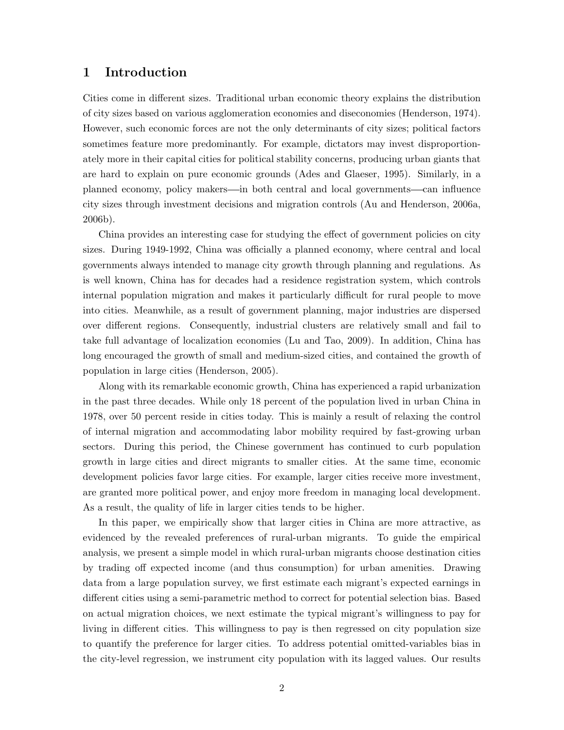# 1 Introduction

Cities come in different sizes. Traditional urban economic theory explains the distribution of city sizes based on various agglomeration economies and diseconomies (Henderson, 1974). However, such economic forces are not the only determinants of city sizes; political factors sometimes feature more predominantly. For example, dictators may invest disproportionately more in their capital cities for political stability concerns, producing urban giants that are hard to explain on pure economic grounds (Ades and Glaeser, 1995). Similarly, in a planned economy, policy makers—in both central and local governments—can influence city sizes through investment decisions and migration controls (Au and Henderson, 2006a, 2006b).

China provides an interesting case for studying the effect of government policies on city sizes. During 1949-1992, China was officially a planned economy, where central and local governments always intended to manage city growth through planning and regulations. As is well known, China has for decades had a residence registration system, which controls internal population migration and makes it particularly difficult for rural people to move into cities. Meanwhile, as a result of government planning, major industries are dispersed over different regions. Consequently, industrial clusters are relatively small and fail to take full advantage of localization economies (Lu and Tao, 2009). In addition, China has long encouraged the growth of small and medium-sized cities, and contained the growth of population in large cities (Henderson, 2005).

Along with its remarkable economic growth, China has experienced a rapid urbanization in the past three decades. While only 18 percent of the population lived in urban China in 1978, over 50 percent reside in cities today. This is mainly a result of relaxing the control of internal migration and accommodating labor mobility required by fast-growing urban sectors. During this period, the Chinese government has continued to curb population growth in large cities and direct migrants to smaller cities. At the same time, economic development policies favor large cities. For example, larger cities receive more investment, are granted more political power, and enjoy more freedom in managing local development. As a result, the quality of life in larger cities tends to be higher.

In this paper, we empirically show that larger cities in China are more attractive, as evidenced by the revealed preferences of rural-urban migrants. To guide the empirical analysis, we present a simple model in which rural-urban migrants choose destination cities by trading off expected income (and thus consumption) for urban amenities. Drawing data from a large population survey, we first estimate each migrant's expected earnings in different cities using a semi-parametric method to correct for potential selection bias. Based on actual migration choices, we next estimate the typical migrant's willingness to pay for living in different cities. This willingness to pay is then regressed on city population size to quantify the preference for larger cities. To address potential omitted-variables bias in the city-level regression, we instrument city population with its lagged values. Our results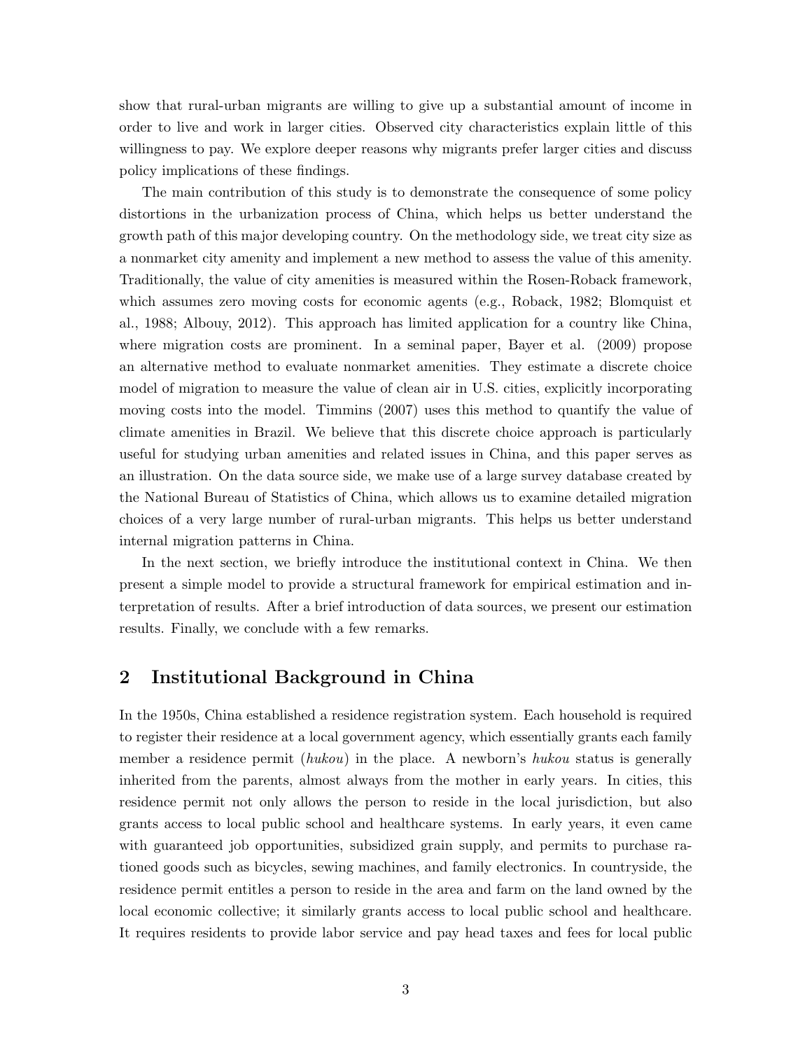show that rural-urban migrants are willing to give up a substantial amount of income in order to live and work in larger cities. Observed city characteristics explain little of this willingness to pay. We explore deeper reasons why migrants prefer larger cities and discuss policy implications of these findings.

The main contribution of this study is to demonstrate the consequence of some policy distortions in the urbanization process of China, which helps us better understand the growth path of this major developing country. On the methodology side, we treat city size as a nonmarket city amenity and implement a new method to assess the value of this amenity. Traditionally, the value of city amenities is measured within the Rosen-Roback framework, which assumes zero moving costs for economic agents (e.g., Roback, 1982; Blomquist et al., 1988; Albouy, 2012). This approach has limited application for a country like China, where migration costs are prominent. In a seminal paper, Bayer et al. (2009) propose an alternative method to evaluate nonmarket amenities. They estimate a discrete choice model of migration to measure the value of clean air in U.S. cities, explicitly incorporating moving costs into the model. Timmins (2007) uses this method to quantify the value of climate amenities in Brazil. We believe that this discrete choice approach is particularly useful for studying urban amenities and related issues in China, and this paper serves as an illustration. On the data source side, we make use of a large survey database created by the National Bureau of Statistics of China, which allows us to examine detailed migration choices of a very large number of rural-urban migrants. This helps us better understand internal migration patterns in China.

In the next section, we briefly introduce the institutional context in China. We then present a simple model to provide a structural framework for empirical estimation and interpretation of results. After a brief introduction of data sources, we present our estimation results. Finally, we conclude with a few remarks.

## 2 Institutional Background in China

In the 1950s, China established a residence registration system. Each household is required to register their residence at a local government agency, which essentially grants each family member a residence permit (*hukou*) in the place. A newborn's *hukou* status is generally inherited from the parents, almost always from the mother in early years. In cities, this residence permit not only allows the person to reside in the local jurisdiction, but also grants access to local public school and healthcare systems. In early years, it even came with guaranteed job opportunities, subsidized grain supply, and permits to purchase rationed goods such as bicycles, sewing machines, and family electronics. In countryside, the residence permit entitles a person to reside in the area and farm on the land owned by the local economic collective; it similarly grants access to local public school and healthcare. It requires residents to provide labor service and pay head taxes and fees for local public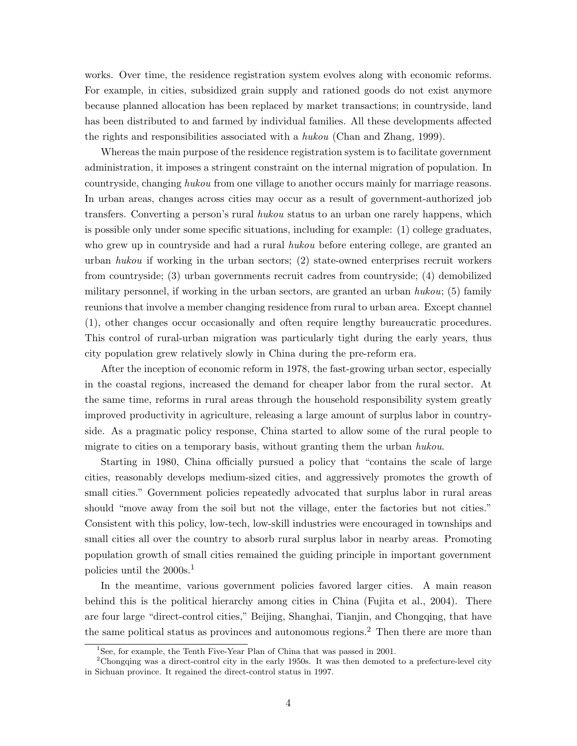works. Over time, the residence registration system evolves along with economic reforms. For example, in cities, subsidized grain supply and rationed goods do not exist anymore because planned allocation has been replaced by market transactions; in countryside, land has been distributed to and farmed by individual families. All these developments affected the rights and responsibilities associated with a *hukou* (Chan and Zhang, 1999).

Whereas the main purpose of the residence registration system is to facilitate government administration, it imposes a stringent constraint on the internal migration of population. In countryside, changing *hukou* from one village to another occurs mainly for marriage reasons. In urban areas, changes across cities may occur as a result of government-authorized job transfers. Converting a person's rural *hukou* status to an urban one rarely happens, which is possible only under some specific situations, including for example: (1) college graduates, who grew up in countryside and had a rural *hukou* before entering college, are granted an urban *hukou* if working in the urban sectors; (2) state-owned enterprises recruit workers from countryside; (3) urban governments recruit cadres from countryside; (4) demobilized military personnel, if working in the urban sectors, are granted an urban *hukou*; (5) family reunions that involve a member changing residence from rural to urban area. Except channel (1), other changes occur occasionally and often require lengthy bureaucratic procedures. This control of rural-urban migration was particularly tight during the early years, thus city population grew relatively slowly in China during the pre-reform era.

After the inception of economic reform in 1978, the fast-growing urban sector, especially in the coastal regions, increased the demand for cheaper labor from the rural sector. At the same time, reforms in rural areas through the household responsibility system greatly improved productivity in agriculture, releasing a large amount of surplus labor in countryside. As a pragmatic policy response, China started to allow some of the rural people to migrate to cities on a temporary basis, without granting them the urban *hukou*.

Starting in 1980, China officially pursued a policy that "contains the scale of large cities, reasonably develops medium-sized cities, and aggressively promotes the growth of small cities." Government policies repeatedly advocated that surplus labor in rural areas should "move away from the soil but not the village, enter the factories but not cities." Consistent with this policy, low-tech, low-skill industries were encouraged in townships and small cities all over the country to absorb rural surplus labor in nearby areas. Promoting population growth of small cities remained the guiding principle in important government policies until the 2000s.[1]

In the meantime, various government policies favored larger cities. A main reason behind this is the political hierarchy among cities in China (Fujita et al., 2004). There are four large "direct-control cities," Beijing, Shanghai, Tianjin, and Chongqing, that have the same political status as provinces and autonomous regions.[2] Then there are more than

[1] See, for example, the Tenth Five-Year Plan of China that was passed in 2001.

[2] Chongqing was a direct-control city in the early 1950s. It was then demoted to a prefecture-level city in Sichuan province. It regained the direct-control status in 1997.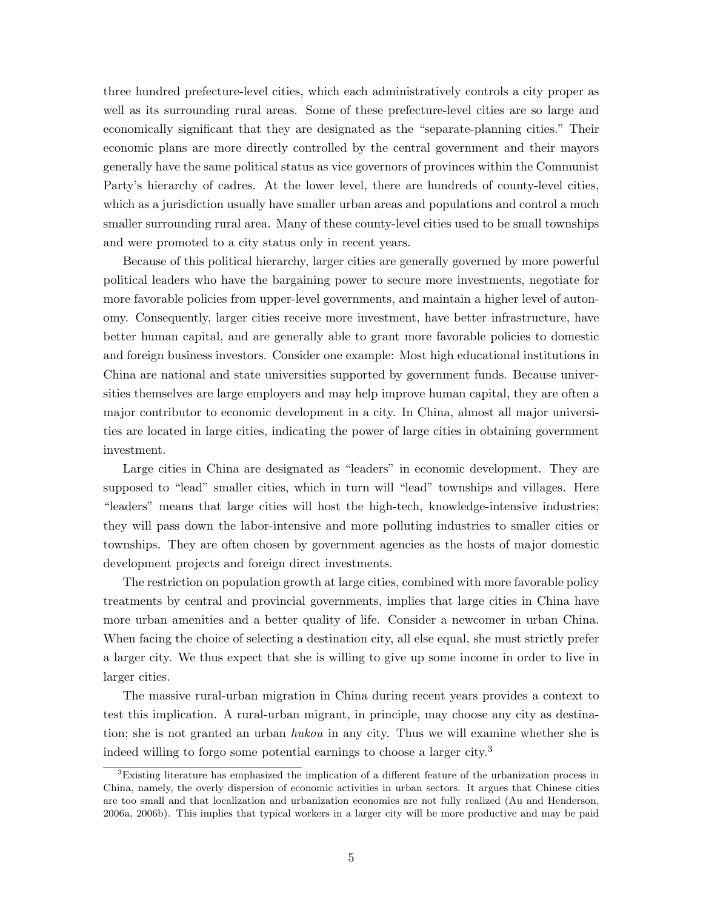three hundred prefecture-level cities, which each administratively controls a city proper as well as its surrounding rural areas. Some of these prefecture-level cities are so large and economically significant that they are designated as the "separate-planning cities." Their economic plans are more directly controlled by the central government and their mayors generally have the same political status as vice governors of provinces within the Communist Party's hierarchy of cadres. At the lower level, there are hundreds of county-level cities, which as a jurisdiction usually have smaller urban areas and populations and control a much smaller surrounding rural area. Many of these county-level cities used to be small townships and were promoted to a city status only in recent years.

Because of this political hierarchy, larger cities are generally governed by more powerful political leaders who have the bargaining power to secure more investments, negotiate for more favorable policies from upper-level governments, and maintain a higher level of autonomy. Consequently, larger cities receive more investment, have better infrastructure, have better human capital, and are generally able to grant more favorable policies to domestic and foreign business investors. Consider one example: Most high educational institutions in China are national and state universities supported by government funds. Because universities themselves are large employers and may help improve human capital, they are often a major contributor to economic development in a city. In China, almost all major universities are located in large cities, indicating the power of large cities in obtaining government investment.

Large cities in China are designated as "leaders" in economic development. They are supposed to "lead" smaller cities, which in turn will "lead" townships and villages. Here "leaders" means that large cities will host the high-tech, knowledge-intensive industries; they will pass down the labor-intensive and more polluting industries to smaller cities or townships. They are often chosen by government agencies as the hosts of major domestic development projects and foreign direct investments.

The restriction on population growth at large cities, combined with more favorable policy treatments by central and provincial governments, implies that large cities in China have more urban amenities and a better quality of life. Consider a newcomer in urban China. When facing the choice of selecting a destination city, all else equal, she must strictly prefer a larger city. We thus expect that she is willing to give up some income in order to live in larger cities.

The massive rural-urban migration in China during recent years provides a context to test this implication. A rural-urban migrant, in principle, may choose any city as destination; she is not granted an urban *hukou* in any city. Thus we will examine whether she is indeed willing to forgo some potential earnings to choose a larger city.[3]

[3] Existing literature has emphasized the implication of a different feature of the urbanization process in China, namely, the overly dispersion of economic activities in urban sectors. It argues that Chinese cities are too small and that localization and urbanization economies are not fully realized (Au and Henderson, 2006a, 2006b). This implies that typical workers in a larger city will be more productive and may be paid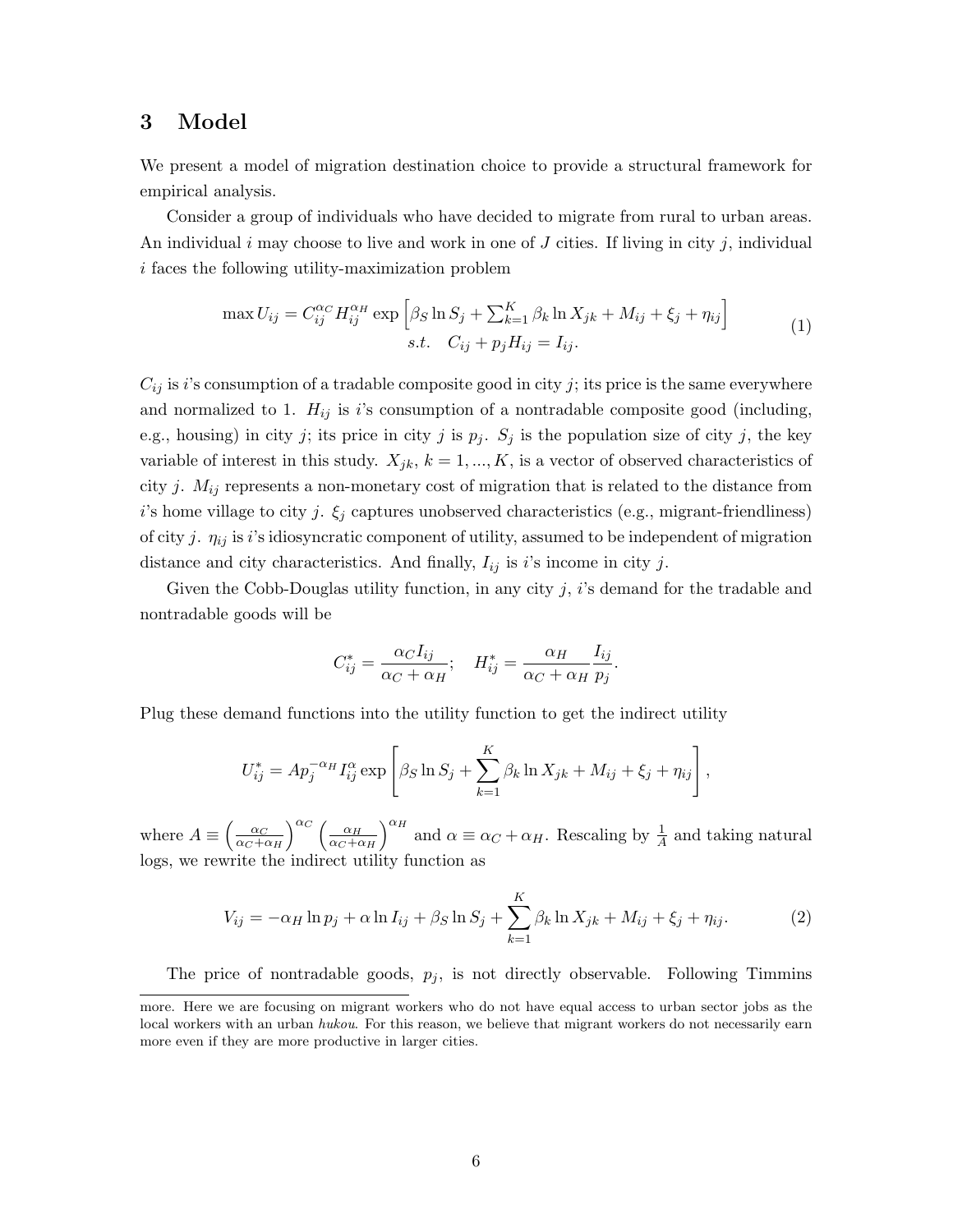## 3 Model

We present a model of migration destination choice to provide a structural framework for empirical analysis.

Consider a group of individuals who have decided to migrate from rural to urban areas. An individual $i$ may choose to live and work in one of $J$ cities. If living in city $j$, individual $i$ faces the following utility-maximization problem

$$\max U_{ij} = C_{ij}^{\alpha_C} H_{ij}^{\alpha_H} \exp\left[\beta_S \ln S_j + \sum_{k=1}^{K} \beta_k \ln X_{jk} + M_{ij} + \xi_j + \eta_{ij}\right] \quad s.t. \quad C_{ij} + p_j H_{ij} = I_{ij}. \tag{1}$$

$C_{ij}$ is $i$'s consumption of a tradable composite good in city $j$; its price is the same everywhere and normalized to 1. $H_{ij}$ is $i$'s consumption of a nontradable composite good (including, e.g., housing) in city $j$; its price in city $j$ is $p_j$. $S_j$ is the population size of city $j$, the key variable of interest in this study. $X_{jk}$, $k = 1, ..., K$, is a vector of observed characteristics of city $j$. $M_{ij}$ represents a non-monetary cost of migration that is related to the distance from $i$'s home village to city $j$. $\xi_j$ captures unobserved characteristics (e.g., migrant-friendliness) of city $j$. $\eta_{ij}$ is $i$'s idiosyncratic component of utility, assumed to be independent of migration distance and city characteristics. And finally, $I_{ij}$ is $i$'s income in city $j$.

Given the Cobb-Douglas utility function, in any city $j$, $i$'s demand for the tradable and nontradable goods will be

$$C_{ij}^{*} = \frac{\alpha_C I_{ij}}{\alpha_C + \alpha_H}; \quad H_{ij}^{*} = \frac{\alpha_H}{\alpha_C + \alpha_H} \frac{I_{ij}}{p_j}.$$

Plug these demand functions into the utility function to get the indirect utility

$$U_{ij}^{*} = A p_j^{-\alpha_H} I_{ij}^{\alpha} \exp\left[\beta_S \ln S_j + \sum_{k=1}^{K} \beta_k \ln X_{jk} + M_{ij} + \xi_j + \eta_{ij}\right],$$

where $A \equiv \left(\frac{\alpha_C}{\alpha_C+\alpha_H}\right)^{\alpha_C} \left(\frac{\alpha_H}{\alpha_C+\alpha_H}\right)^{\alpha_H}$ and $\alpha \equiv \alpha_C + \alpha_H$. Rescaling by $\frac{1}{A}$ and taking natural logs, we rewrite the indirect utility function as

$$V_{ij} = -\alpha_H \ln p_j + \alpha \ln I_{ij} + \beta_S \ln S_j + \sum_{k=1}^{K} \beta_k \ln X_{jk} + M_{ij} + \xi_j + \eta_{ij}. \tag{2}$$

The price of nontradable goods, $p_j$, is not directly observable. Following Timmins

more. Here we are focusing on migrant workers who do not have equal access to urban sector jobs as the local workers with an urban *hukou*. For this reason, we believe that migrant workers do not necessarily earn more even if they are more productive in larger cities.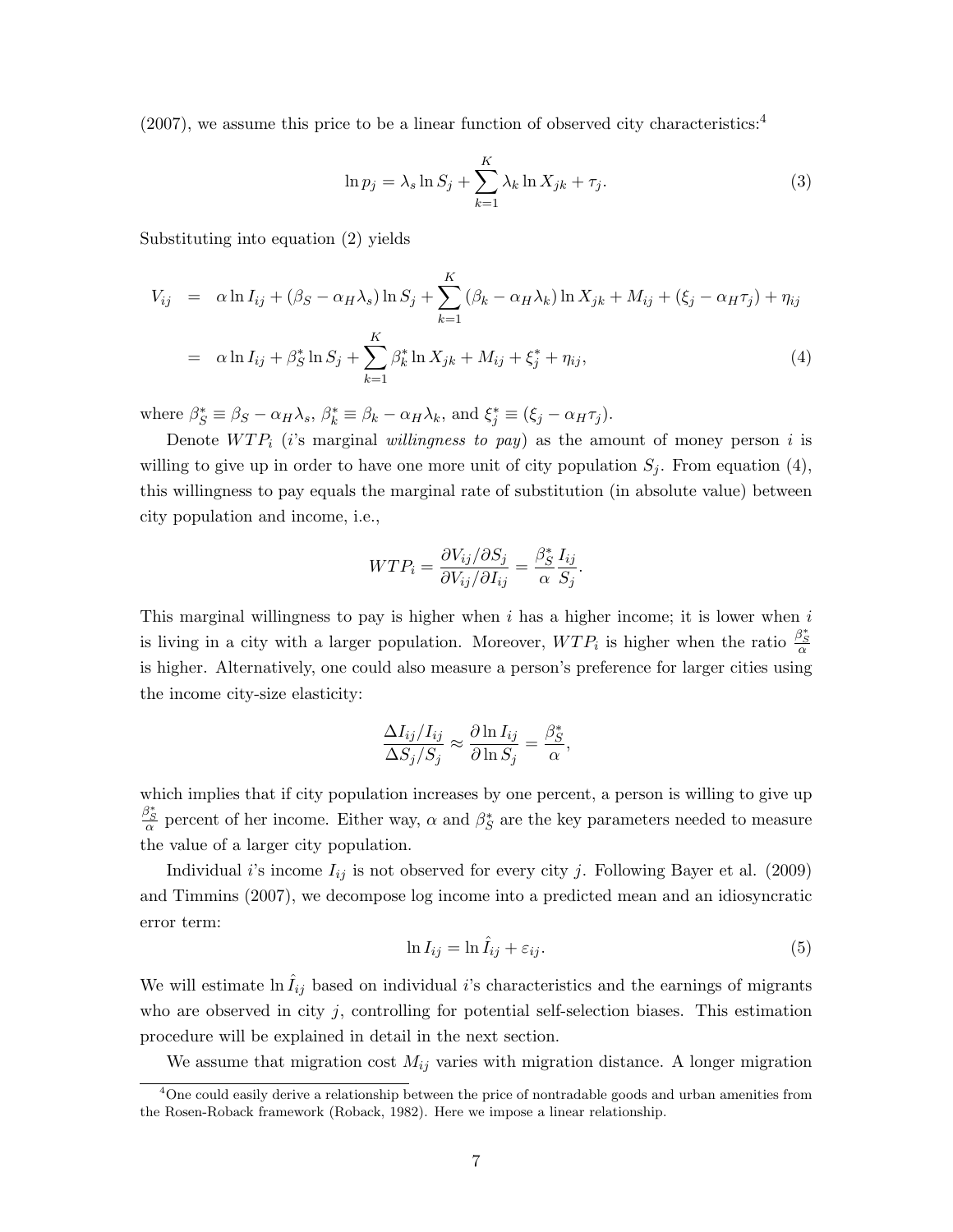(2007), we assume this price to be a linear function of observed city characteristics:[4]

$$\ln p_j = \lambda_s \ln S_j + \sum_{k=1}^{K} \lambda_k \ln X_{jk} + \tau_j. \tag{3}$$

Substituting into equation (2) yields

$$\begin{aligned} V_{ij} &= \alpha \ln I_{ij} + (\beta_S - \alpha_H \lambda_s) \ln S_j + \sum_{k=1}^{K} (\beta_k - \alpha_H \lambda_k) \ln X_{jk} + M_{ij} + (\xi_j - \alpha_H \tau_j) + \eta_{ij} \\ &= \alpha \ln I_{ij} + \beta_S^* \ln S_j + \sum_{k=1}^{K} \beta_k^* \ln X_{jk} + M_{ij} + \xi_j^* + \eta_{ij}, \end{aligned} \tag{4}$$

where $\beta_S^* \equiv \beta_S - \alpha_H \lambda_s$, $\beta_k^* \equiv \beta_k - \alpha_H \lambda_k$, and $\xi_j^* \equiv (\xi_j - \alpha_H \tau_j)$.

Denote $WTP_i$ ($i$'s marginal *willingness to pay*) as the amount of money person $i$ is willing to give up in order to have one more unit of city population $S_j$. From equation (4), this willingness to pay equals the marginal rate of substitution (in absolute value) between city population and income, i.e.,

$$WTP_i = \frac{\partial V_{ij}/\partial S_j}{\partial V_{ij}/\partial I_{ij}} = \frac{\beta_S^*}{\alpha} \frac{I_{ij}}{S_j}.$$

This marginal willingness to pay is higher when $i$ has a higher income; it is lower when $i$ is living in a city with a larger population. Moreover, $WTP_i$ is higher when the ratio $\frac{\beta_S^*}{\alpha}$ is higher. Alternatively, one could also measure a person's preference for larger cities using the income city-size elasticity:

$$\frac{\Delta I_{ij}/I_{ij}}{\Delta S_j/S_j} \approx \frac{\partial \ln I_{ij}}{\partial \ln S_j} = \frac{\beta_S^*}{\alpha},$$

which implies that if city population increases by one percent, a person is willing to give up $\frac{\beta_S^*}{\alpha}$ percent of her income. Either way, $\alpha$ and $\beta_S^*$ are the key parameters needed to measure the value of a larger city population.

Individual $i$'s income $I_{ij}$ is not observed for every city $j$. Following Bayer et al. (2009) and Timmins (2007), we decompose log income into a predicted mean and an idiosyncratic error term:

$$\ln I_{ij} = \ln \hat{I}_{ij} + \varepsilon_{ij}. \tag{5}$$

We will estimate $\ln \hat{I}_{ij}$ based on individual $i$'s characteristics and the earnings of migrants who are observed in city $j$, controlling for potential self-selection biases. This estimation procedure will be explained in detail in the next section.

We assume that migration cost $M_{ij}$ varies with migration distance. A longer migration

[4] One could easily derive a relationship between the price of nontradable goods and urban amenities from the Rosen-Roback framework (Roback, 1982). Here we impose a linear relationship.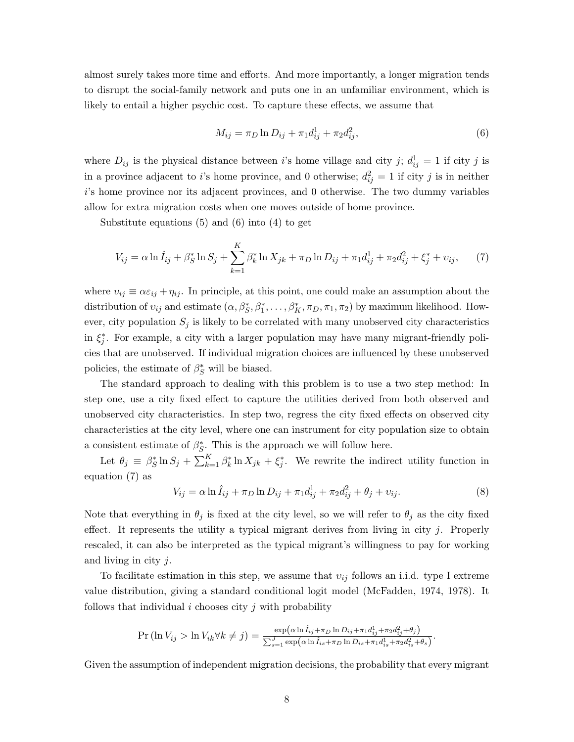almost surely takes more time and efforts. And more importantly, a longer migration tends to disrupt the social-family network and puts one in an unfamiliar environment, which is likely to entail a higher psychic cost. To capture these effects, we assume that

$$M_{ij} = \pi_D \ln D_{ij} + \pi_1 d_{ij}^1 + \pi_2 d_{ij}^2, \tag{6}$$

where $D_{ij}$ is the physical distance between $i$'s home village and city $j$; $d_{ij}^1 = 1$ if city $j$ is in a province adjacent to $i$'s home province, and 0 otherwise; $d_{ij}^2 = 1$ if city $j$ is in neither $i$'s home province nor its adjacent provinces, and 0 otherwise. The two dummy variables allow for extra migration costs when one moves outside of home province.

Substitute equations (5) and (6) into (4) to get

$$V_{ij} = \alpha \ln \hat{I}_{ij} + \beta_S^* \ln S_j + \sum_{k=1}^{K} \beta_k^* \ln X_{jk} + \pi_D \ln D_{ij} + \pi_1 d_{ij}^1 + \pi_2 d_{ij}^2 + \xi_j^* + \upsilon_{ij}, \tag{7}$$

where $\upsilon_{ij} \equiv \alpha \varepsilon_{ij} + \eta_{ij}$. In principle, at this point, one could make an assumption about the distribution of $\upsilon_{ij}$ and estimate $(\alpha, \beta_S^*, \beta_1^*, \ldots, \beta_K^*, \pi_D, \pi_1, \pi_2)$ by maximum likelihood. However, city population $S_j$ is likely to be correlated with many unobserved city characteristics in $\xi_j^*$. For example, a city with a larger population may have many migrant-friendly policies that are unobserved. If individual migration choices are influenced by these unobserved policies, the estimate of $\beta_S^*$ will be biased.

The standard approach to dealing with this problem is to use a two step method: In step one, use a city fixed effect to capture the utilities derived from both observed and unobserved city characteristics. In step two, regress the city fixed effects on observed city characteristics at the city level, where one can instrument for city population size to obtain a consistent estimate of $\beta_S^*$. This is the approach we will follow here.

Let $\theta_j \equiv \beta_S^* \ln S_j + \sum_{k=1}^{K} \beta_k^* \ln X_{jk} + \xi_j^*$. We rewrite the indirect utility function in equation (7) as

$$V_{ij} = \alpha \ln \hat{I}_{ij} + \pi_D \ln D_{ij} + \pi_1 d_{ij}^1 + \pi_2 d_{ij}^2 + \theta_j + \upsilon_{ij}. \tag{8}$$

Note that everything in $\theta_j$ is fixed at the city level, so we will refer to $\theta_j$ as the city fixed effect. It represents the utility a typical migrant derives from living in city $j$. Properly rescaled, it can also be interpreted as the typical migrant's willingness to pay for working and living in city $j$.

To facilitate estimation in this step, we assume that $\upsilon_{ij}$ follows an i.i.d. type I extreme value distribution, giving a standard conditional logit model (McFadden, 1974, 1978). It follows that individual $i$ chooses city $j$ with probability

$$\Pr\left(\ln V_{ij} > \ln V_{ik} \forall k \neq j\right) = \frac{\exp\left(\alpha \ln \hat{I}_{ij} + \pi_D \ln D_{ij} + \pi_1 d_{ij}^1 + \pi_2 d_{ij}^2 + \theta_j\right)}{\sum_{s=1}^{J} \exp\left(\alpha \ln \hat{I}_{is} + \pi_D \ln D_{is} + \pi_1 d_{is}^1 + \pi_2 d_{is}^2 + \theta_s\right)}.$$

Given the assumption of independent migration decisions, the probability that every migrant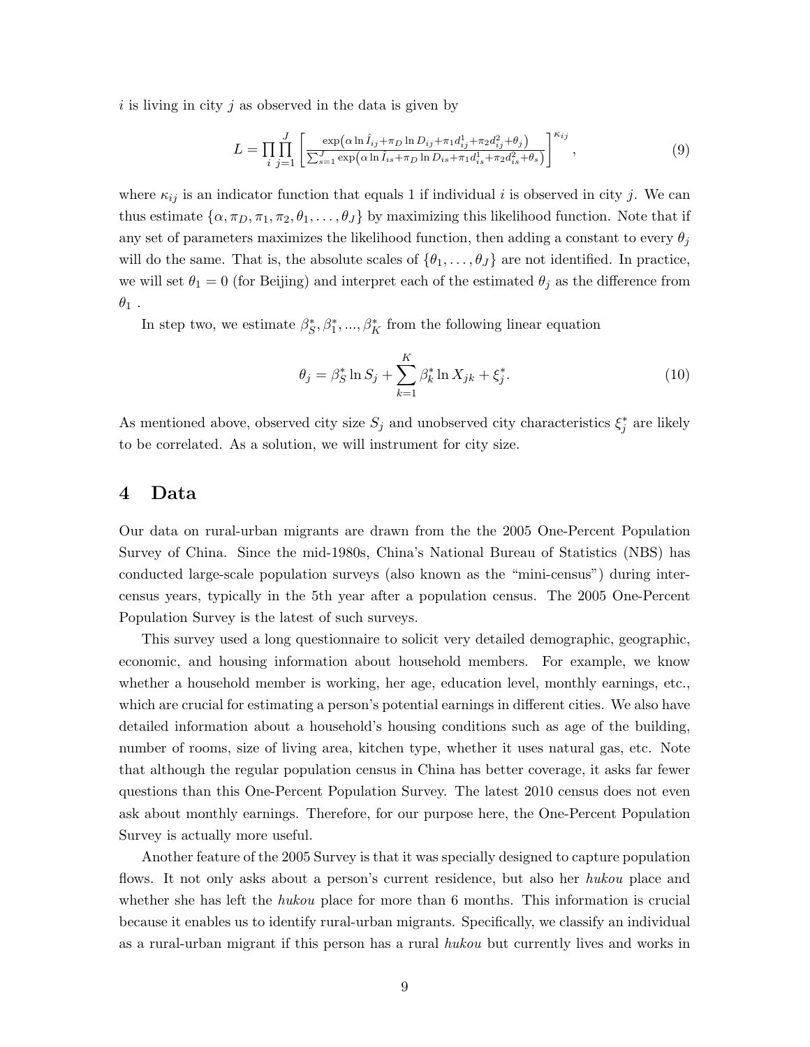$i$ is living in city $j$ as observed in the data is given by

$$L = \prod_{i} \prod_{j=1}^{J} \left[ \frac{\exp\left(\alpha \ln \hat{I}_{ij} + \pi_D \ln D_{ij} + \pi_1 d_{ij}^1 + \pi_2 d_{ij}^2 + \theta_j\right)}{\sum_{s=1}^{J} \exp\left(\alpha \ln \hat{I}_{is} + \pi_D \ln D_{is} + \pi_1 d_{is}^1 + \pi_2 d_{is}^2 + \theta_s\right)} \right]^{\kappa_{ij}}, \tag{9}$$

where $\kappa_{ij}$ is an indicator function that equals 1 if individual $i$ is observed in city $j$. We can thus estimate $\{\alpha, \pi_D, \pi_1, \pi_2, \theta_1, \ldots, \theta_J\}$ by maximizing this likelihood function. Note that if any set of parameters maximizes the likelihood function, then adding a constant to every $\theta_j$ will do the same. That is, the absolute scales of $\{\theta_1, \ldots, \theta_J\}$ are not identified. In practice, we will set $\theta_1 = 0$ (for Beijing) and interpret each of the estimated $\theta_j$ as the difference from $\theta_1$ .

In step two, we estimate $\beta_S^*, \beta_1^*, ..., \beta_K^*$ from the following linear equation

$$\theta_j = \beta_S^* \ln S_j + \sum_{k=1}^{K} \beta_k^* \ln X_{jk} + \xi_j^*. \tag{10}$$

As mentioned above, observed city size $S_j$ and unobserved city characteristics $\xi_j^*$ are likely to be correlated. As a solution, we will instrument for city size.

# 4 Data

Our data on rural-urban migrants are drawn from the the 2005 One-Percent Population Survey of China. Since the mid-1980s, China's National Bureau of Statistics (NBS) has conducted large-scale population surveys (also known as the "mini-census") during inter-census years, typically in the 5th year after a population census. The 2005 One-Percent Population Survey is the latest of such surveys.

This survey used a long questionnaire to solicit very detailed demographic, geographic, economic, and housing information about household members. For example, we know whether a household member is working, her age, education level, monthly earnings, etc., which are crucial for estimating a person's potential earnings in different cities. We also have detailed information about a household's housing conditions such as age of the building, number of rooms, size of living area, kitchen type, whether it uses natural gas, etc. Note that although the regular population census in China has better coverage, it asks far fewer questions than this One-Percent Population Survey. The latest 2010 census does not even ask about monthly earnings. Therefore, for our purpose here, the One-Percent Population Survey is actually more useful.

Another feature of the 2005 Survey is that it was specially designed to capture population flows. It not only asks about a person's current residence, but also her *hukou* place and whether she has left the *hukou* place for more than 6 months. This information is crucial because it enables us to identify rural-urban migrants. Specifically, we classify an individual as a rural-urban migrant if this person has a rural *hukou* but currently lives and works in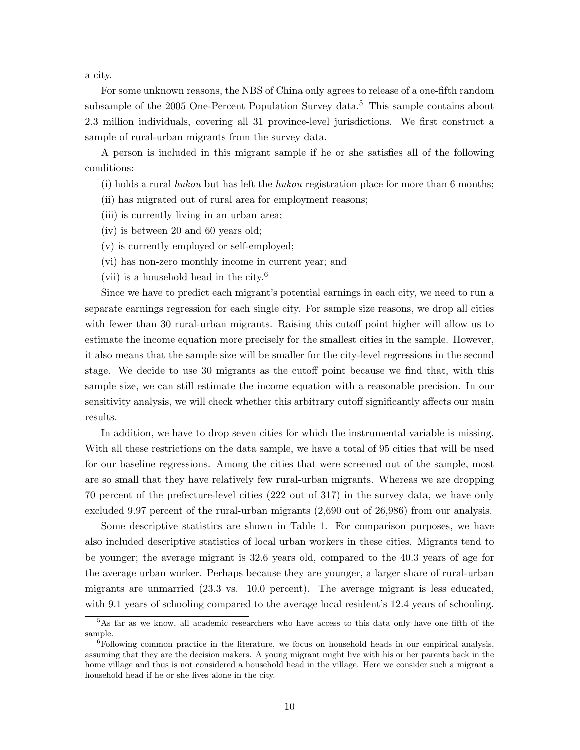a city.

For some unknown reasons, the NBS of China only agrees to release of a one-fifth random subsample of the 2005 One-Percent Population Survey data.[5] This sample contains about 2.3 million individuals, covering all 31 province-level jurisdictions. We first construct a sample of rural-urban migrants from the survey data.

A person is included in this migrant sample if he or she satisfies all of the following conditions:

(i) holds a rural *hukou* but has left the *hukou* registration place for more than 6 months;

(ii) has migrated out of rural area for employment reasons;

(iii) is currently living in an urban area;

(iv) is between 20 and 60 years old;

(v) is currently employed or self-employed;

(vi) has non-zero monthly income in current year; and

(vii) is a household head in the city.[6]

Since we have to predict each migrant's potential earnings in each city, we need to run a separate earnings regression for each single city. For sample size reasons, we drop all cities with fewer than 30 rural-urban migrants. Raising this cutoff point higher will allow us to estimate the income equation more precisely for the smallest cities in the sample. However, it also means that the sample size will be smaller for the city-level regressions in the second stage. We decide to use 30 migrants as the cutoff point because we find that, with this sample size, we can still estimate the income equation with a reasonable precision. In our sensitivity analysis, we will check whether this arbitrary cutoff significantly affects our main results.

In addition, we have to drop seven cities for which the instrumental variable is missing. With all these restrictions on the data sample, we have a total of 95 cities that will be used for our baseline regressions. Among the cities that were screened out of the sample, most are so small that they have relatively few rural-urban migrants. Whereas we are dropping 70 percent of the prefecture-level cities (222 out of 317) in the survey data, we have only excluded 9.97 percent of the rural-urban migrants (2,690 out of 26,986) from our analysis.

Some descriptive statistics are shown in Table 1. For comparison purposes, we have also included descriptive statistics of local urban workers in these cities. Migrants tend to be younger; the average migrant is 32.6 years old, compared to the 40.3 years of age for the average urban worker. Perhaps because they are younger, a larger share of rural-urban migrants are unmarried (23.3 vs. 10.0 percent). The average migrant is less educated, with 9.1 years of schooling compared to the average local resident's 12.4 years of schooling.

---

[5] As far as we know, all academic researchers who have access to this data only have one fifth of the sample.

[6] Following common practice in the literature, we focus on household heads in our empirical analysis, assuming that they are the decision makers. A young migrant might live with his or her parents back in the home village and thus is not considered a household head in the village. Here we consider such a migrant a household head if he or she lives alone in the city.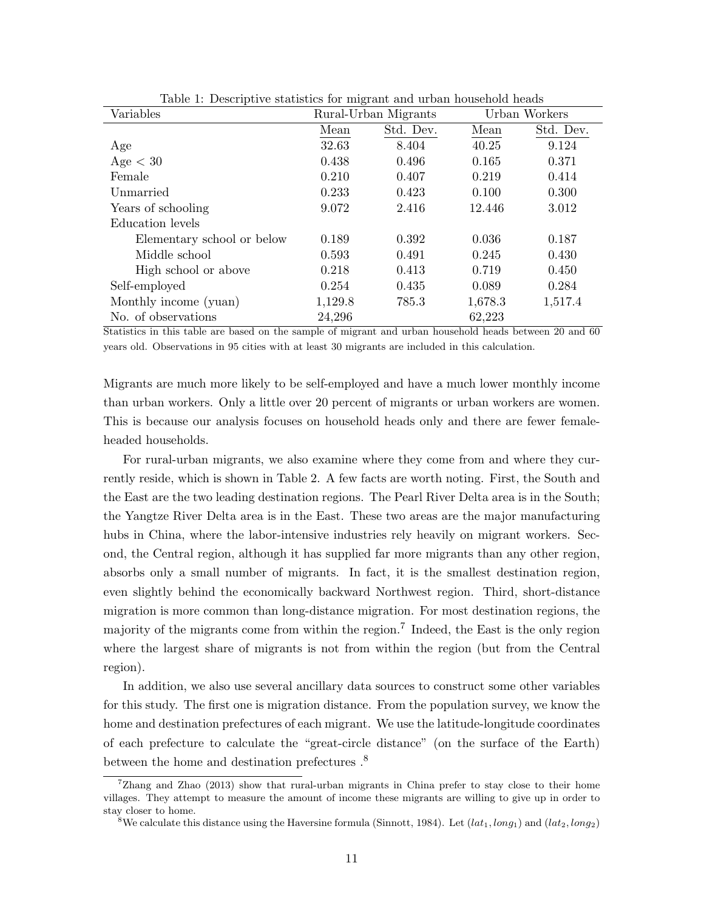Table 1: Descriptive statistics for migrant and urban household heads

| Variables | Rural-Urban Migrants | | Urban Workers | |
|---|---|---|---|---|
| | Mean | Std. Dev. | Mean | Std. Dev. |
| Age | 32.63 | 8.404 | 40.25 | 9.124 |
| Age < 30 | 0.438 | 0.496 | 0.165 | 0.371 |
| Female | 0.210 | 0.407 | 0.219 | 0.414 |
| Unmarried | 0.233 | 0.423 | 0.100 | 0.300 |
| Years of schooling | 9.072 | 2.416 | 12.446 | 3.012 |
| Education levels | | | | |
| Elementary school or below | 0.189 | 0.392 | 0.036 | 0.187 |
| Middle school | 0.593 | 0.491 | 0.245 | 0.430 |
| High school or above | 0.218 | 0.413 | 0.719 | 0.450 |
| Self-employed | 0.254 | 0.435 | 0.089 | 0.284 |
| Monthly income (yuan) | 1,129.8 | 785.3 | 1,678.3 | 1,517.4 |
| No. of observations | 24,296 | | 62,223 | |

Statistics in this table are based on the sample of migrant and urban household heads between 20 and 60 years old. Observations in 95 cities with at least 30 migrants are included in this calculation.

Migrants are much more likely to be self-employed and have a much lower monthly income than urban workers. Only a little over 20 percent of migrants or urban workers are women. This is because our analysis focuses on household heads only and there are fewer female-headed households.

For rural-urban migrants, we also examine where they come from and where they currently reside, which is shown in Table 2. A few facts are worth noting. First, the South and the East are the two leading destination regions. The Pearl River Delta area is in the South; the Yangtze River Delta area is in the East. These two areas are the major manufacturing hubs in China, where the labor-intensive industries rely heavily on migrant workers. Second, the Central region, although it has supplied far more migrants than any other region, absorbs only a small number of migrants. In fact, it is the smallest destination region, even slightly behind the economically backward Northwest region. Third, short-distance migration is more common than long-distance migration. For most destination regions, the majority of the migrants come from within the region.[7] Indeed, the East is the only region where the largest share of migrants is not from within the region (but from the Central region).

In addition, we also use several ancillary data sources to construct some other variables for this study. The first one is migration distance. From the population survey, we know the home and destination prefectures of each migrant. We use the latitude-longitude coordinates of each prefecture to calculate the "great-circle distance" (on the surface of the Earth) between the home and destination prefectures .[8]

[7] Zhang and Zhao (2013) show that rural-urban migrants in China prefer to stay close to their home villages. They attempt to measure the amount of income these migrants are willing to give up in order to stay closer to home.

[8] We calculate this distance using the Haversine formula (Sinnott, 1984). Let $(lat_1, long_1)$ and $(lat_2, long_2)$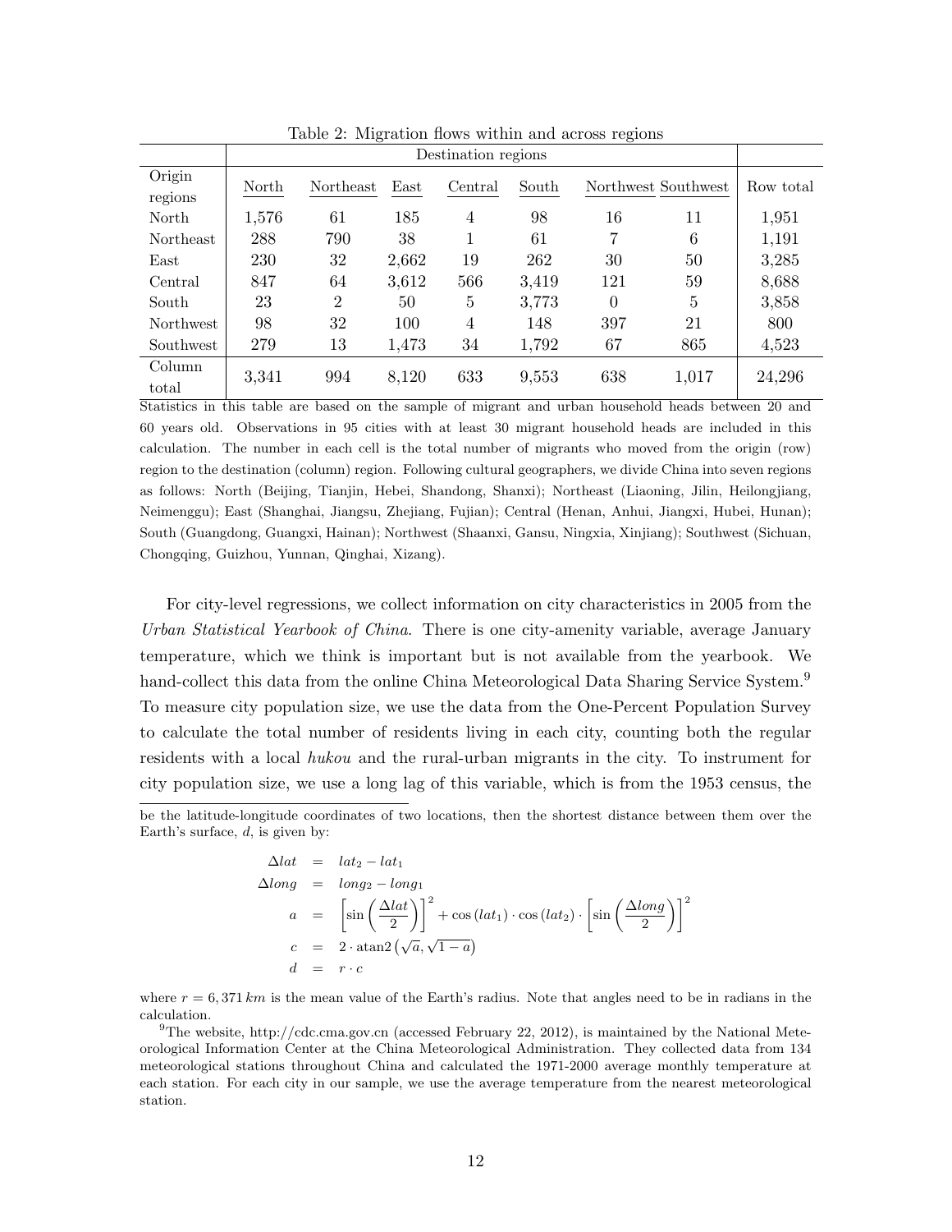Table 2: Migration flows within and across regions

| Origin regions | Destination regions | | | | | | | Row total |
|---|---|---|---|---|---|---|---|---|
| | North | Northeast | East | Central | South | Northwest | Southwest | |
| North | 1,576 | 61 | 185 | 4 | 98 | 16 | 11 | 1,951 |
| Northeast | 288 | 790 | 38 | 1 | 61 | 7 | 6 | 1,191 |
| East | 230 | 32 | 2,662 | 19 | 262 | 30 | 50 | 3,285 |
| Central | 847 | 64 | 3,612 | 566 | 3,419 | 121 | 59 | 8,688 |
| South | 23 | 2 | 50 | 5 | 3,773 | 0 | 5 | 3,858 |
| Northwest | 98 | 32 | 100 | 4 | 148 | 397 | 21 | 800 |
| Southwest | 279 | 13 | 1,473 | 34 | 1,792 | 67 | 865 | 4,523 |
| Column total | 3,341 | 994 | 8,120 | 633 | 9,553 | 638 | 1,017 | 24,296 |

Statistics in this table are based on the sample of migrant and urban household heads between 20 and 60 years old. Observations in 95 cities with at least 30 migrant household heads are included in this calculation. The number in each cell is the total number of migrants who moved from the origin (row) region to the destination (column) region. Following cultural geographers, we divide China into seven regions as follows: North (Beijing, Tianjin, Hebei, Shandong, Shanxi); Northeast (Liaoning, Jilin, Heilongjiang, Neimenggu); East (Shanghai, Jiangsu, Zhejiang, Fujian); Central (Henan, Anhui, Jiangxi, Hubei, Hunan); South (Guangdong, Guangxi, Hainan); Northwest (Shaanxi, Gansu, Ningxia, Xinjiang); Southwest (Sichuan, Chongqing, Guizhou, Yunnan, Qinghai, Xizang).

For city-level regressions, we collect information on city characteristics in 2005 from the *Urban Statistical Yearbook of China*. There is one city-amenity variable, average January temperature, which we think is important but is not available from the yearbook. We hand-collect this data from the online China Meteorological Data Sharing Service System.[9] To measure city population size, we use the data from the One-Percent Population Survey to calculate the total number of residents living in each city, counting both the regular residents with a local *hukou* and the rural-urban migrants in the city. To instrument for city population size, we use a long lag of this variable, which is from the 1953 census, the

be the latitude-longitude coordinates of two locations, then the shortest distance between them over the Earth's surface, $d$, is given by:

$$
\begin{aligned}
\Delta lat &= lat_2 - lat_1 \\
\Delta long &= long_2 - long_1 \\
a &= \left[\sin\left(\frac{\Delta lat}{2}\right)\right]^2 + \cos(lat_1) \cdot \cos(lat_2) \cdot \left[\sin\left(\frac{\Delta long}{2}\right)\right]^2 \\
c &= 2 \cdot \operatorname{atan2}\left(\sqrt{a}, \sqrt{1-a}\right) \\
d &= r \cdot c
\end{aligned}
$$

where $r = 6,371\,km$ is the mean value of the Earth's radius. Note that angles need to be in radians in the calculation.

[9] The website, http://cdc.cma.gov.cn (accessed February 22, 2012), is maintained by the National Meteorological Information Center at the China Meteorological Administration. They collected data from 134 meteorological stations throughout China and calculated the 1971-2000 average monthly temperature at each station. For each city in our sample, we use the average temperature from the nearest meteorological station.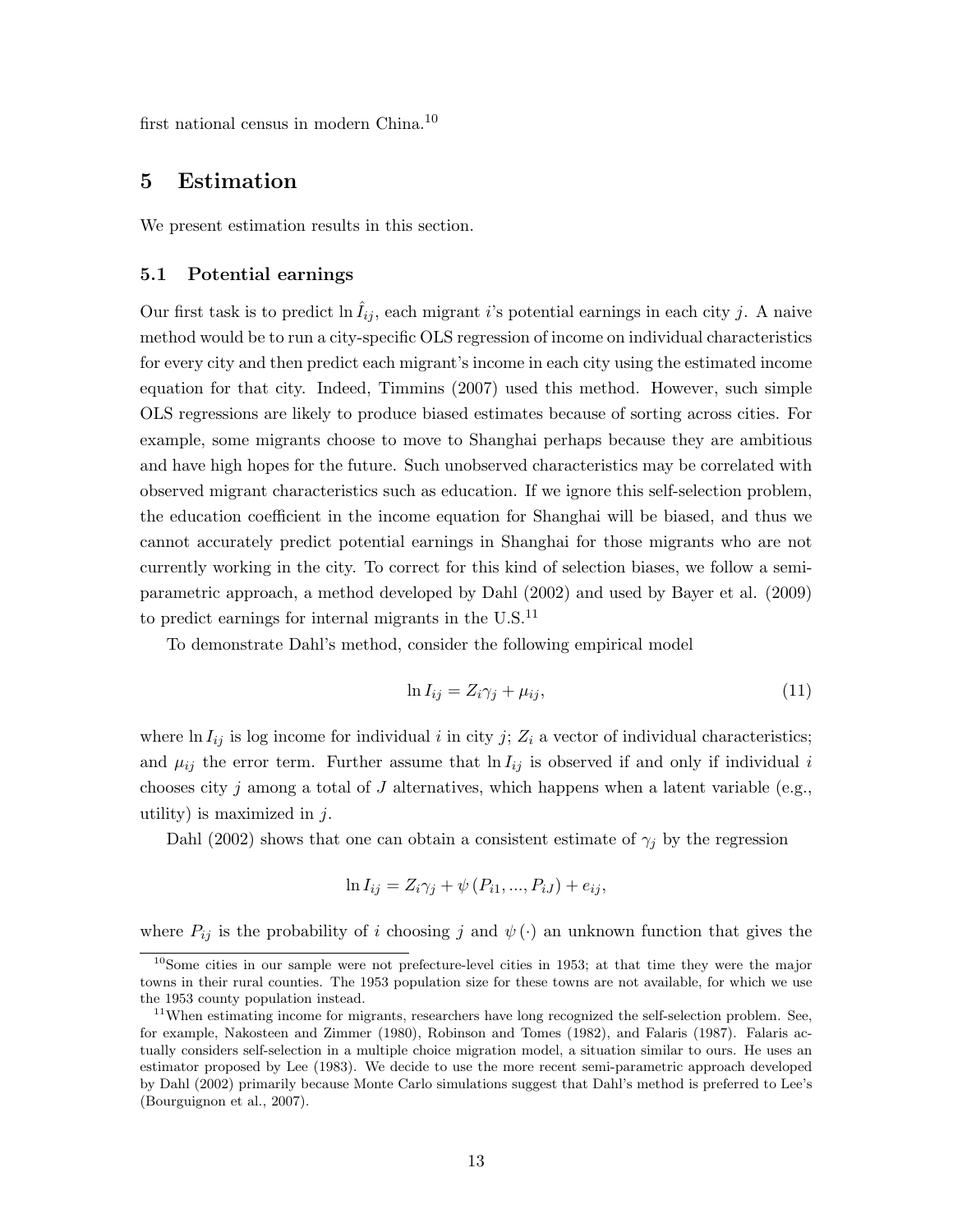first national census in modern China.[10]

# 5 Estimation

We present estimation results in this section.

## 5.1 Potential earnings

Our first task is to predict $\ln \hat{I}_{ij}$, each migrant $i$'s potential earnings in each city $j$. A naive method would be to run a city-specific OLS regression of income on individual characteristics for every city and then predict each migrant's income in each city using the estimated income equation for that city. Indeed, Timmins (2007) used this method. However, such simple OLS regressions are likely to produce biased estimates because of sorting across cities. For example, some migrants choose to move to Shanghai perhaps because they are ambitious and have high hopes for the future. Such unobserved characteristics may be correlated with observed migrant characteristics such as education. If we ignore this self-selection problem, the education coefficient in the income equation for Shanghai will be biased, and thus we cannot accurately predict potential earnings in Shanghai for those migrants who are not currently working in the city. To correct for this kind of selection biases, we follow a semi-parametric approach, a method developed by Dahl (2002) and used by Bayer et al. (2009) to predict earnings for internal migrants in the U.S.[11]

To demonstrate Dahl's method, consider the following empirical model

$$\ln I_{ij} = Z_i \gamma_j + \mu_{ij}, \tag{11}$$

where $\ln I_{ij}$ is log income for individual $i$ in city $j$; $Z_i$ a vector of individual characteristics; and $\mu_{ij}$ the error term. Further assume that $\ln I_{ij}$ is observed if and only if individual $i$ chooses city $j$ among a total of $J$ alternatives, which happens when a latent variable (e.g., utility) is maximized in $j$.

Dahl (2002) shows that one can obtain a consistent estimate of $\gamma_j$ by the regression

$$\ln I_{ij} = Z_i \gamma_j + \psi \left( P_{i1}, ..., P_{iJ} \right) + e_{ij},$$

where $P_{ij}$ is the probability of $i$ choosing $j$ and $\psi(\cdot)$ an unknown function that gives the

[10] Some cities in our sample were not prefecture-level cities in 1953; at that time they were the major towns in their rural counties. The 1953 population size for these towns are not available, for which we use the 1953 county population instead.

[11] When estimating income for migrants, researchers have long recognized the self-selection problem. See, for example, Nakosteen and Zimmer (1980), Robinson and Tomes (1982), and Falaris (1987). Falaris actually considers self-selection in a multiple choice migration model, a situation similar to ours. He uses an estimator proposed by Lee (1983). We decide to use the more recent semi-parametric approach developed by Dahl (2002) primarily because Monte Carlo simulations suggest that Dahl's method is preferred to Lee's (Bourguignon et al., 2007).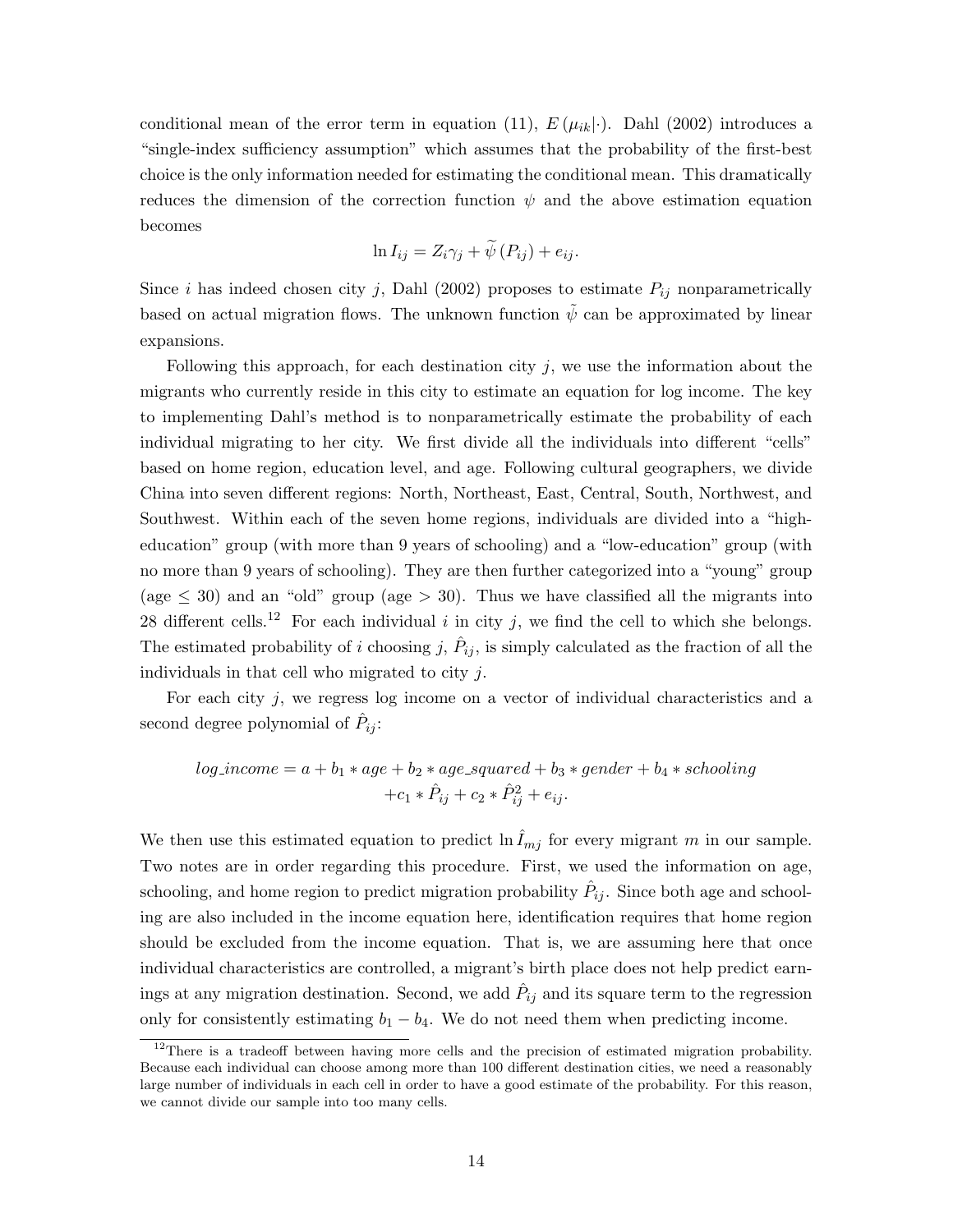conditional mean of the error term in equation (11), $E(\mu_{ik}|\cdot)$. Dahl (2002) introduces a "single-index sufficiency assumption" which assumes that the probability of the first-best choice is the only information needed for estimating the conditional mean. This dramatically reduces the dimension of the correction function $\psi$ and the above estimation equation becomes

$$\ln I_{ij} = Z_i \gamma_j + \widetilde{\psi}(P_{ij}) + e_{ij}.$$

Since $i$ has indeed chosen city $j$, Dahl (2002) proposes to estimate $P_{ij}$ nonparametrically based on actual migration flows. The unknown function $\tilde{\psi}$ can be approximated by linear expansions.

Following this approach, for each destination city $j$, we use the information about the migrants who currently reside in this city to estimate an equation for log income. The key to implementing Dahl's method is to nonparametrically estimate the probability of each individual migrating to her city. We first divide all the individuals into different "cells" based on home region, education level, and age. Following cultural geographers, we divide China into seven different regions: North, Northeast, East, Central, South, Northwest, and Southwest. Within each of the seven home regions, individuals are divided into a "high-education" group (with more than 9 years of schooling) and a "low-education" group (with no more than 9 years of schooling). They are then further categorized into a "young" group (age $\leq 30$) and an "old" group (age $> 30$). Thus we have classified all the migrants into 28 different cells.[12] For each individual $i$ in city $j$, we find the cell to which she belongs. The estimated probability of $i$ choosing $j$, $\hat{P}_{ij}$, is simply calculated as the fraction of all the individuals in that cell who migrated to city $j$.

For each city $j$, we regress log income on a vector of individual characteristics and a second degree polynomial of $\hat{P}_{ij}$:

$$\begin{aligned} log\_income = a + b_1 * age + b_2 * age\_squared + b_3 * gender + b_4 * schooling \\ + c_1 * \hat{P}_{ij} + c_2 * \hat{P}_{ij}^2 + e_{ij}. \end{aligned}$$

We then use this estimated equation to predict $\ln \hat{I}_{mj}$ for every migrant $m$ in our sample. Two notes are in order regarding this procedure. First, we used the information on age, schooling, and home region to predict migration probability $\hat{P}_{ij}$. Since both age and schooling are also included in the income equation here, identification requires that home region should be excluded from the income equation. That is, we are assuming here that once individual characteristics are controlled, a migrant's birth place does not help predict earnings at any migration destination. Second, we add $\hat{P}_{ij}$ and its square term to the regression only for consistently estimating $b_1 - b_4$. We do not need them when predicting income.

[12] There is a tradeoff between having more cells and the precision of estimated migration probability. Because each individual can choose among more than 100 different destination cities, we need a reasonably large number of individuals in each cell in order to have a good estimate of the probability. For this reason, we cannot divide our sample into too many cells.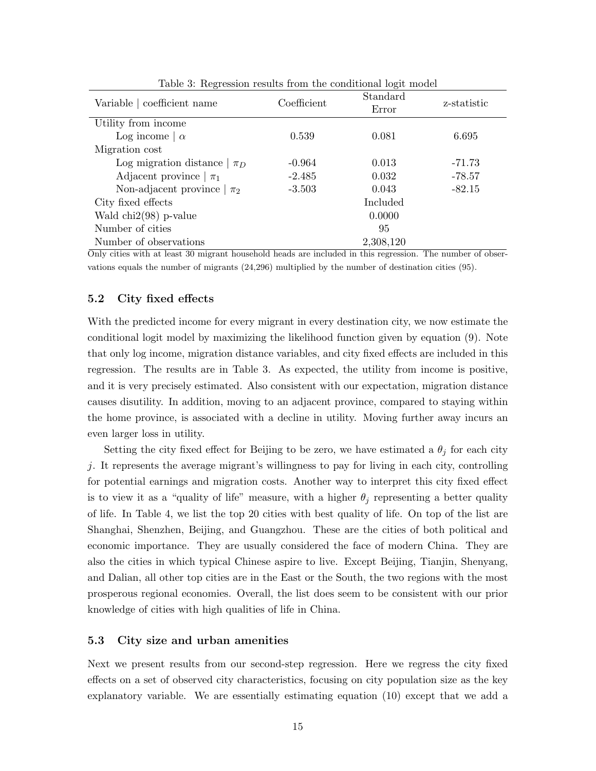Table 3: Regression results from the conditional logit model

| Variable \| coefficient name | Coefficient | Standard Error | z-statistic |
|---|---|---|---|
| Utility from income | | | |
| Log income \| $\alpha$ | 0.539 | 0.081 | 6.695 |
| Migration cost | | | |
| Log migration distance \| $\pi_D$ | -0.964 | 0.013 | -71.73 |
| Adjacent province \| $\pi_1$ | -2.485 | 0.032 | -78.57 |
| Non-adjacent province \| $\pi_2$ | -3.503 | 0.043 | -82.15 |
| City fixed effects | | Included | |
| Wald chi2(98) p-value | | 0.0000 | |
| Number of cities | | 95 | |
| Number of observations | | 2,308,120 | |

Only cities with at least 30 migrant household heads are included in this regression. The number of observations equals the number of migrants (24,296) multiplied by the number of destination cities (95).

### 5.2 City fixed effects

With the predicted income for every migrant in every destination city, we now estimate the conditional logit model by maximizing the likelihood function given by equation (9). Note that only log income, migration distance variables, and city fixed effects are included in this regression. The results are in Table 3. As expected, the utility from income is positive, and it is very precisely estimated. Also consistent with our expectation, migration distance causes disutility. In addition, moving to an adjacent province, compared to staying within the home province, is associated with a decline in utility. Moving further away incurs an even larger loss in utility.

Setting the city fixed effect for Beijing to be zero, we have estimated a $\theta_j$ for each city $j$. It represents the average migrant's willingness to pay for living in each city, controlling for potential earnings and migration costs. Another way to interpret this city fixed effect is to view it as a "quality of life" measure, with a higher $\theta_j$ representing a better quality of life. In Table 4, we list the top 20 cities with best quality of life. On top of the list are Shanghai, Shenzhen, Beijing, and Guangzhou. These are the cities of both political and economic importance. They are usually considered the face of modern China. They are also the cities in which typical Chinese aspire to live. Except Beijing, Tianjin, Shenyang, and Dalian, all other top cities are in the East or the South, the two regions with the most prosperous regional economies. Overall, the list does seem to be consistent with our prior knowledge of cities with high qualities of life in China.

### 5.3 City size and urban amenities

Next we present results from our second-step regression. Here we regress the city fixed effects on a set of observed city characteristics, focusing on city population size as the key explanatory variable. We are essentially estimating equation (10) except that we add a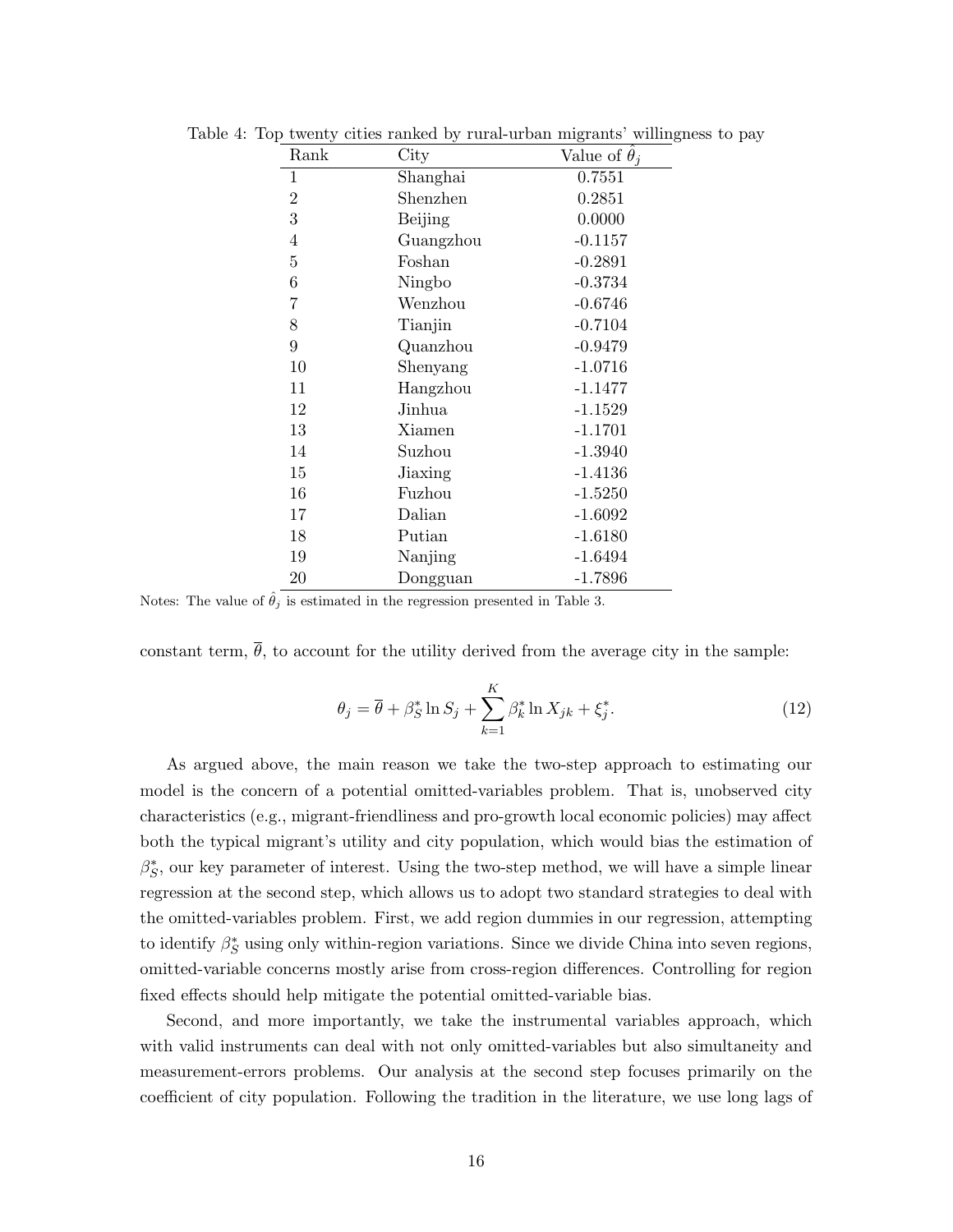Table 4: Top twenty cities ranked by rural-urban migrants' willingness to pay

| Rank | City | Value of $\hat{\theta}_j$ |
|---|---|---|
| 1 | Shanghai | 0.7551 |
| 2 | Shenzhen | 0.2851 |
| 3 | Beijing | 0.0000 |
| 4 | Guangzhou | -0.1157 |
| 5 | Foshan | -0.2891 |
| 6 | Ningbo | -0.3734 |
| 7 | Wenzhou | -0.6746 |
| 8 | Tianjin | -0.7104 |
| 9 | Quanzhou | -0.9479 |
| 10 | Shenyang | -1.0716 |
| 11 | Hangzhou | -1.1477 |
| 12 | Jinhua | -1.1529 |
| 13 | Xiamen | -1.1701 |
| 14 | Suzhou | -1.3940 |
| 15 | Jiaxing | -1.4136 |
| 16 | Fuzhou | -1.5250 |
| 17 | Dalian | -1.6092 |
| 18 | Putian | -1.6180 |
| 19 | Nanjing | -1.6494 |
| 20 | Dongguan | -1.7896 |

Notes: The value of $\hat{\theta}_j$ is estimated in the regression presented in Table 3.

constant term, $\overline{\theta}$, to account for the utility derived from the average city in the sample:

$$\theta_j = \overline{\theta} + \beta_S^* \ln S_j + \sum_{k=1}^{K} \beta_k^* \ln X_{jk} + \xi_j^*. \tag{12}$$

As argued above, the main reason we take the two-step approach to estimating our model is the concern of a potential omitted-variables problem. That is, unobserved city characteristics (e.g., migrant-friendliness and pro-growth local economic policies) may affect both the typical migrant's utility and city population, which would bias the estimation of $\beta_S^*$, our key parameter of interest. Using the two-step method, we will have a simple linear regression at the second step, which allows us to adopt two standard strategies to deal with the omitted-variables problem. First, we add region dummies in our regression, attempting to identify $\beta_S^*$ using only within-region variations. Since we divide China into seven regions, omitted-variable concerns mostly arise from cross-region differences. Controlling for region fixed effects should help mitigate the potential omitted-variable bias.

Second, and more importantly, we take the instrumental variables approach, which with valid instruments can deal with not only omitted-variables but also simultaneity and measurement-errors problems. Our analysis at the second step focuses primarily on the coefficient of city population. Following the tradition in the literature, we use long lags of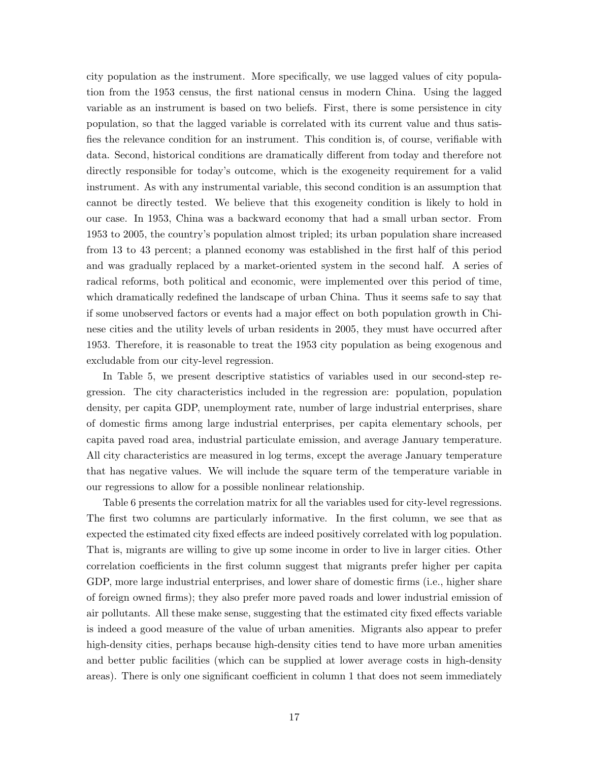city population as the instrument. More specifically, we use lagged values of city population from the 1953 census, the first national census in modern China. Using the lagged variable as an instrument is based on two beliefs. First, there is some persistence in city population, so that the lagged variable is correlated with its current value and thus satisfies the relevance condition for an instrument. This condition is, of course, verifiable with data. Second, historical conditions are dramatically different from today and therefore not directly responsible for today's outcome, which is the exogeneity requirement for a valid instrument. As with any instrumental variable, this second condition is an assumption that cannot be directly tested. We believe that this exogeneity condition is likely to hold in our case. In 1953, China was a backward economy that had a small urban sector. From 1953 to 2005, the country's population almost tripled; its urban population share increased from 13 to 43 percent; a planned economy was established in the first half of this period and was gradually replaced by a market-oriented system in the second half. A series of radical reforms, both political and economic, were implemented over this period of time, which dramatically redefined the landscape of urban China. Thus it seems safe to say that if some unobserved factors or events had a major effect on both population growth in Chinese cities and the utility levels of urban residents in 2005, they must have occurred after 1953. Therefore, it is reasonable to treat the 1953 city population as being exogenous and excludable from our city-level regression.

In Table 5, we present descriptive statistics of variables used in our second-step regression. The city characteristics included in the regression are: population, population density, per capita GDP, unemployment rate, number of large industrial enterprises, share of domestic firms among large industrial enterprises, per capita elementary schools, per capita paved road area, industrial particulate emission, and average January temperature. All city characteristics are measured in log terms, except the average January temperature that has negative values. We will include the square term of the temperature variable in our regressions to allow for a possible nonlinear relationship.

Table 6 presents the correlation matrix for all the variables used for city-level regressions. The first two columns are particularly informative. In the first column, we see that as expected the estimated city fixed effects are indeed positively correlated with log population. That is, migrants are willing to give up some income in order to live in larger cities. Other correlation coefficients in the first column suggest that migrants prefer higher per capita GDP, more large industrial enterprises, and lower share of domestic firms (i.e., higher share of foreign owned firms); they also prefer more paved roads and lower industrial emission of air pollutants. All these make sense, suggesting that the estimated city fixed effects variable is indeed a good measure of the value of urban amenities. Migrants also appear to prefer high-density cities, perhaps because high-density cities tend to have more urban amenities and better public facilities (which can be supplied at lower average costs in high-density areas). There is only one significant coefficient in column 1 that does not seem immediately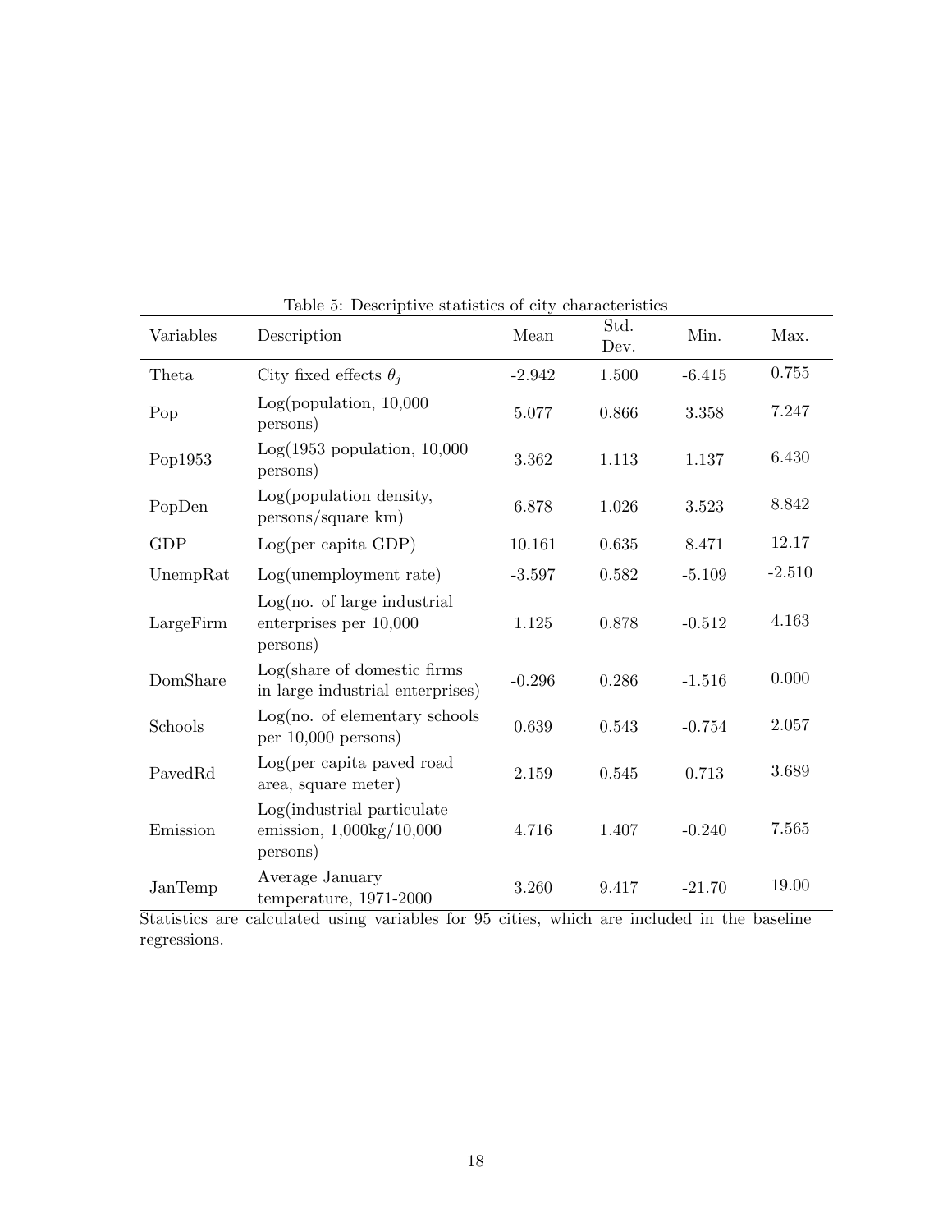Table 5: Descriptive statistics of city characteristics

| Variables | Description | Mean | Std. Dev. | Min. | Max. |
|---|---|---|---|---|---|
| Theta | City fixed effects $\theta_j$ | -2.942 | 1.500 | -6.415 | 0.755 |
| Pop | Log(population, 10,000 persons) | 5.077 | 0.866 | 3.358 | 7.247 |
| Pop1953 | Log(1953 population, 10,000 persons) | 3.362 | 1.113 | 1.137 | 6.430 |
| PopDen | Log(population density, persons/square km) | 6.878 | 1.026 | 3.523 | 8.842 |
| GDP | Log(per capita GDP) | 10.161 | 0.635 | 8.471 | 12.17 |
| UnempRat | Log(unemployment rate) | -3.597 | 0.582 | -5.109 | -2.510 |
| LargeFirm | Log(no. of large industrial enterprises per 10,000 persons) | 1.125 | 0.878 | -0.512 | 4.163 |
| DomShare | Log(share of domestic firms in large industrial enterprises) | -0.296 | 0.286 | -1.516 | 0.000 |
| Schools | Log(no. of elementary schools per 10,000 persons) | 0.639 | 0.543 | -0.754 | 2.057 |
| PavedRd | Log(per capita paved road area, square meter) | 2.159 | 0.545 | 0.713 | 3.689 |
| Emission | Log(industrial particulate emission, 1,000kg/10,000 persons) | 4.716 | 1.407 | -0.240 | 7.565 |
| JanTemp | Average January temperature, 1971-2000 | 3.260 | 9.417 | -21.70 | 19.00 |

Statistics are calculated using variables for 95 cities, which are included in the baseline regressions.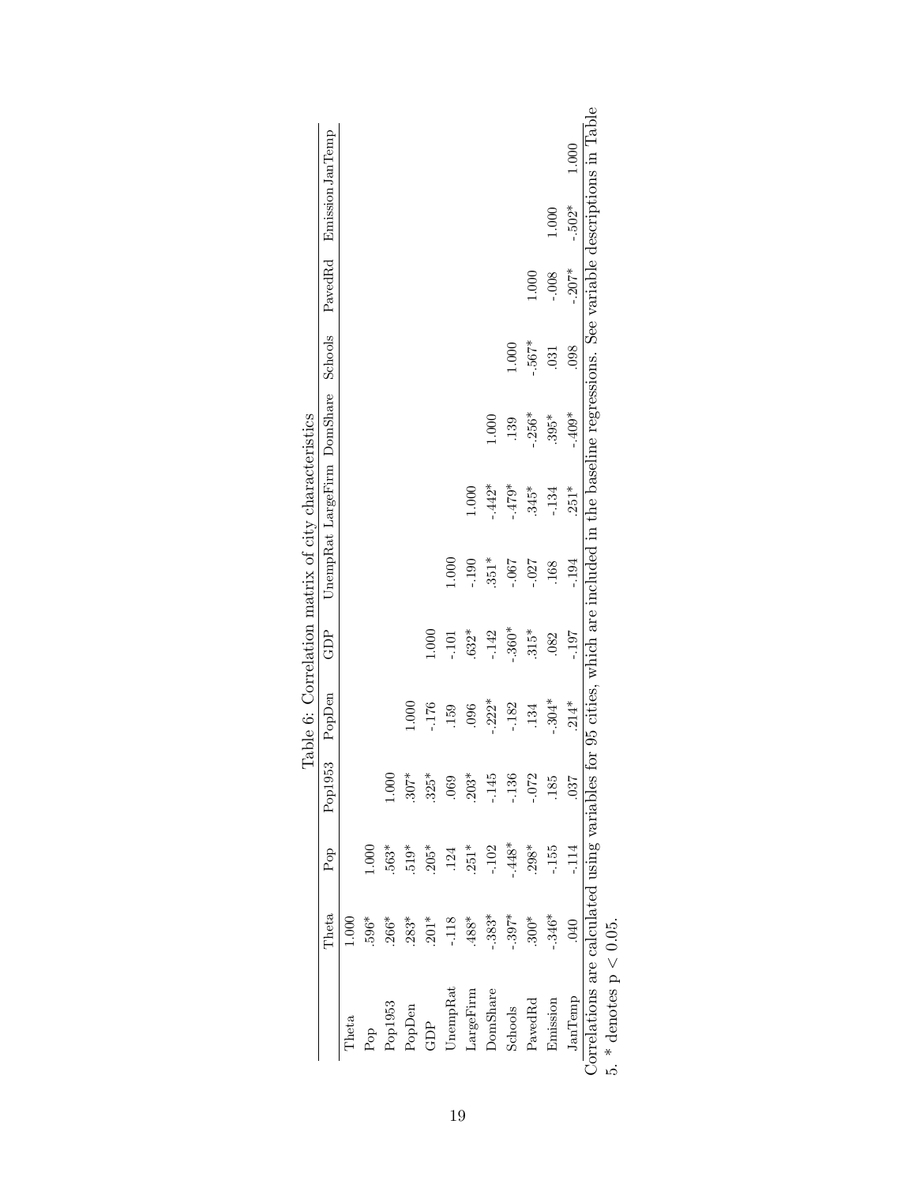Table 6: Correlation matrix of city characteristics

| | Theta | Pop | Pop1953 | PopDen | GDP | UnempRat | LargeFirm | DomShare | Schools | PavedRd | Emission | JanTemp |
|---|---|---|---|---|---|---|---|---|---|---|---|---|
| Theta | 1.000 | | | | | | | | | | | |
| Pop | .596* | 1.000 | | | | | | | | | | |
| Pop1953 | .266* | .563* | 1.000 | | | | | | | | | |
| PopDen | .283* | .519* | .307* | 1.000 | | | | | | | | |
| GDP | .201* | .205* | .325* | -.176 | 1.000 | | | | | | | |
| UnempRat | -.118 | .124 | .069 | .159 | -.101 | 1.000 | | | | | | |
| LargeFirm | .488* | .251* | .203* | .096 | .632* | -.190 | 1.000 | | | | | |
| DomShare | -.383* | -.102 | -.145 | -.222* | -.142 | .351* | -.442* | 1.000 | | | | |
| Schools | -.397* | -.448* | -.136 | -.182 | -.360* | -.067 | -.479* | .139 | 1.000 | | | |
| PavedRd | .300* | .298* | -.072 | .134 | .315* | -.027 | .345* | -.256* | -.567* | 1.000 | | |
| Emission | -.346* | -.155 | .185 | -.304* | .082 | .168 | -.134 | .395* | .031 | -.008 | 1.000 | |
| JanTemp | .040 | -.114 | .037 | .214* | -.197 | -.194 | .251* | -.409* | .098 | -.207* | -.502* | 1.000 |

Correlations are calculated using variables for 95 cities, which are included in the baseline regressions. See variable descriptions in Table 5. * denotes $p < 0.05$.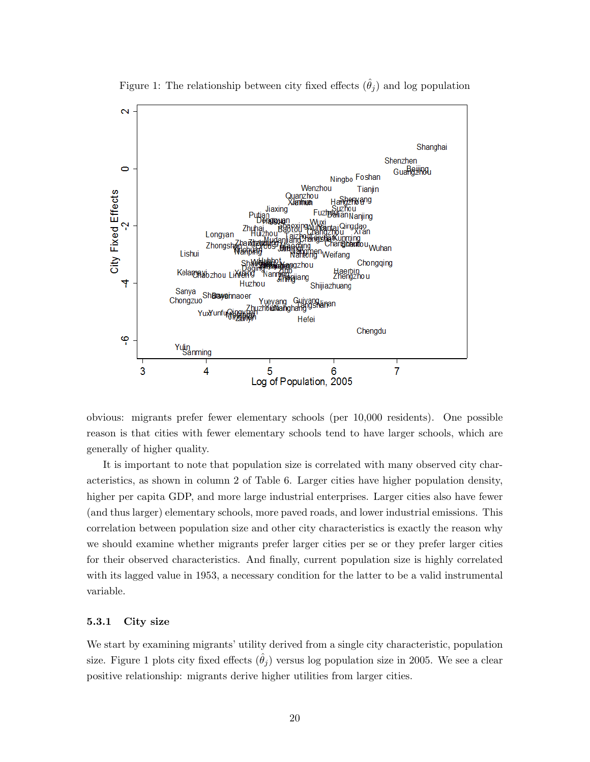Figure 1: The relationship between city fixed effects ($\hat{\theta}_j$) and log population

obvious: migrants prefer fewer elementary schools (per 10,000 residents). One possible reason is that cities with fewer elementary schools tend to have larger schools, which are generally of higher quality.

It is important to note that population size is correlated with many observed city characteristics, as shown in column 2 of Table 6. Larger cities have higher population density, higher per capita GDP, and more large industrial enterprises. Larger cities also have fewer (and thus larger) elementary schools, more paved roads, and lower industrial emissions. This correlation between population size and other city characteristics is exactly the reason why we should examine whether migrants prefer larger cities per se or they prefer larger cities for their observed characteristics. And finally, current population size is highly correlated with its lagged value in 1953, a necessary condition for the latter to be a valid instrumental variable.

### 5.3.1 City size

We start by examining migrants' utility derived from a single city characteristic, population size. Figure 1 plots city fixed effects ($\hat{\theta}_j$) versus log population size in 2005. We see a clear positive relationship: migrants derive higher utilities from larger cities.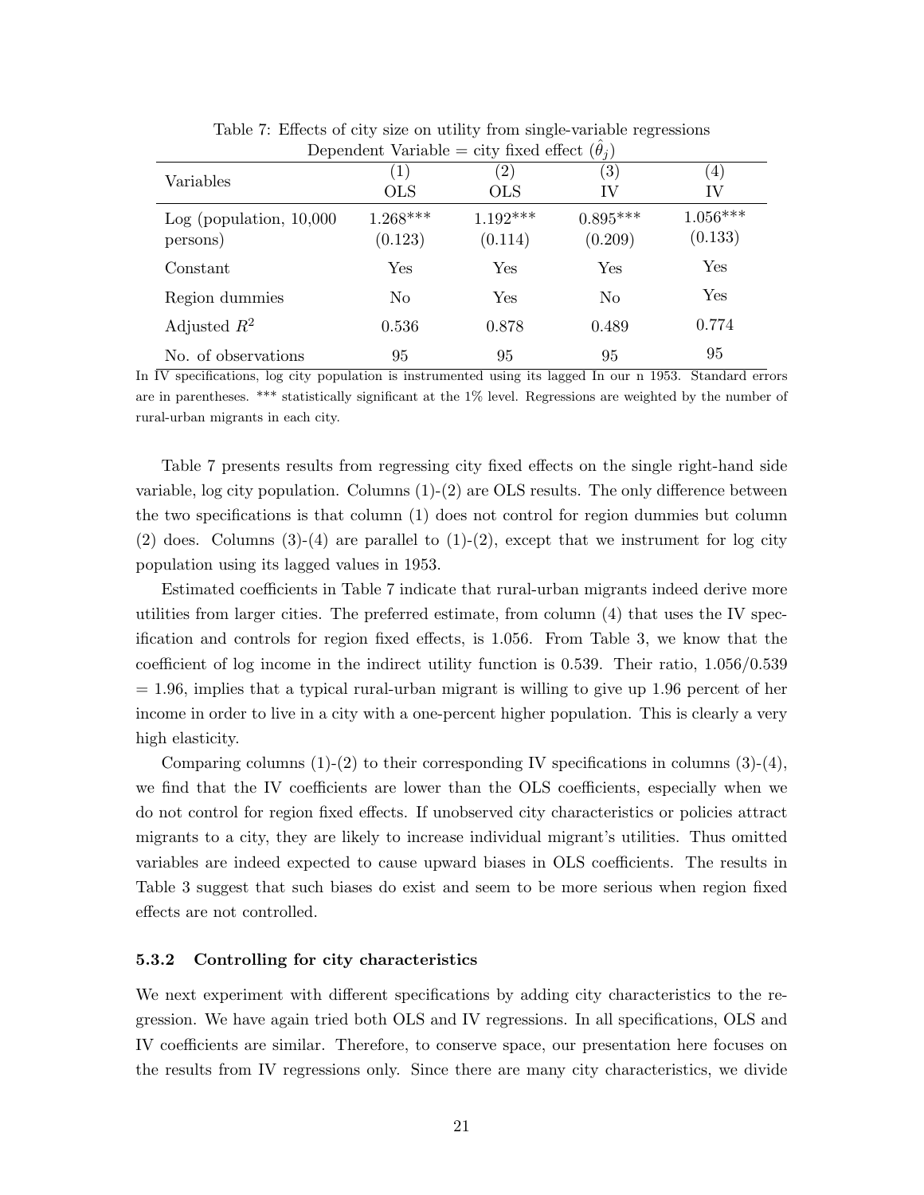Table 7: Effects of city size on utility from single-variable regressions
Dependent Variable = city fixed effect ($\hat{\theta}_j$)

| Variables | (1) OLS | (2) OLS | (3) IV | (4) IV |
|---|---|---|---|---|
| Log (population, 10,000 persons) | 1.268*** (0.123) | 1.192*** (0.114) | 0.895*** (0.209) | 1.056*** (0.133) |
| Constant | Yes | Yes | Yes | Yes |
| Region dummies | No | Yes | No | Yes |
| Adjusted $R^2$ | 0.536 | 0.878 | 0.489 | 0.774 |
| No. of observations | 95 | 95 | 95 | 95 |

In IV specifications, log city population is instrumented using its lagged In our n 1953. Standard errors are in parentheses. *** statistically significant at the 1% level. Regressions are weighted by the number of rural-urban migrants in each city.

Table 7 presents results from regressing city fixed effects on the single right-hand side variable, log city population. Columns (1)-(2) are OLS results. The only difference between the two specifications is that column (1) does not control for region dummies but column (2) does. Columns (3)-(4) are parallel to (1)-(2), except that we instrument for log city population using its lagged values in 1953.

Estimated coefficients in Table 7 indicate that rural-urban migrants indeed derive more utilities from larger cities. The preferred estimate, from column (4) that uses the IV specification and controls for region fixed effects, is 1.056. From Table 3, we know that the coefficient of log income in the indirect utility function is 0.539. Their ratio, 1.056/0.539 = 1.96, implies that a typical rural-urban migrant is willing to give up 1.96 percent of her income in order to live in a city with a one-percent higher population. This is clearly a very high elasticity.

Comparing columns (1)-(2) to their corresponding IV specifications in columns (3)-(4), we find that the IV coefficients are lower than the OLS coefficients, especially when we do not control for region fixed effects. If unobserved city characteristics or policies attract migrants to a city, they are likely to increase individual migrant's utilities. Thus omitted variables are indeed expected to cause upward biases in OLS coefficients. The results in Table 3 suggest that such biases do exist and seem to be more serious when region fixed effects are not controlled.

### 5.3.2 Controlling for city characteristics

We next experiment with different specifications by adding city characteristics to the regression. We have again tried both OLS and IV regressions. In all specifications, OLS and IV coefficients are similar. Therefore, to conserve space, our presentation here focuses on the results from IV regressions only. Since there are many city characteristics, we divide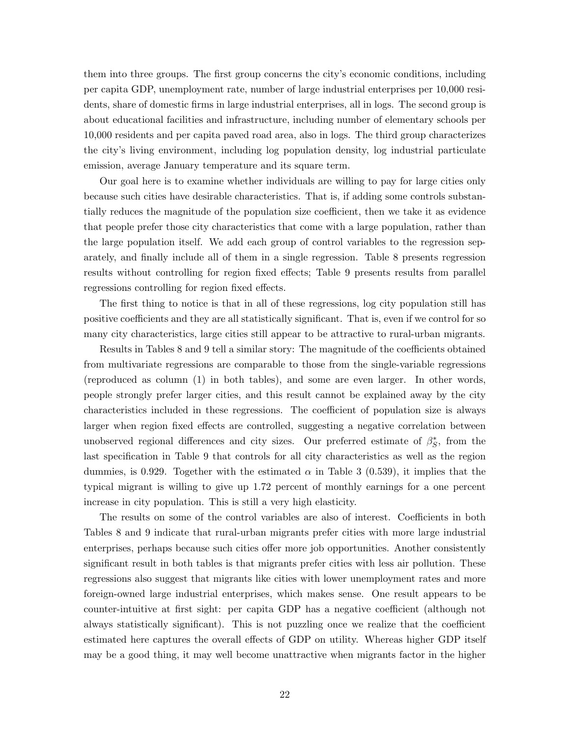them into three groups. The first group concerns the city's economic conditions, including per capita GDP, unemployment rate, number of large industrial enterprises per 10,000 residents, share of domestic firms in large industrial enterprises, all in logs. The second group is about educational facilities and infrastructure, including number of elementary schools per 10,000 residents and per capita paved road area, also in logs. The third group characterizes the city's living environment, including log population density, log industrial particulate emission, average January temperature and its square term.

Our goal here is to examine whether individuals are willing to pay for large cities only because such cities have desirable characteristics. That is, if adding some controls substantially reduces the magnitude of the population size coefficient, then we take it as evidence that people prefer those city characteristics that come with a large population, rather than the large population itself. We add each group of control variables to the regression separately, and finally include all of them in a single regression. Table 8 presents regression results without controlling for region fixed effects; Table 9 presents results from parallel regressions controlling for region fixed effects.

The first thing to notice is that in all of these regressions, log city population still has positive coefficients and they are all statistically significant. That is, even if we control for so many city characteristics, large cities still appear to be attractive to rural-urban migrants.

Results in Tables 8 and 9 tell a similar story: The magnitude of the coefficients obtained from multivariate regressions are comparable to those from the single-variable regressions (reproduced as column (1) in both tables), and some are even larger. In other words, people strongly prefer larger cities, and this result cannot be explained away by the city characteristics included in these regressions. The coefficient of population size is always larger when region fixed effects are controlled, suggesting a negative correlation between unobserved regional differences and city sizes. Our preferred estimate of $\beta_S^*$, from the last specification in Table 9 that controls for all city characteristics as well as the region dummies, is 0.929. Together with the estimated $\alpha$ in Table 3 (0.539), it implies that the typical migrant is willing to give up 1.72 percent of monthly earnings for a one percent increase in city population. This is still a very high elasticity.

The results on some of the control variables are also of interest. Coefficients in both Tables 8 and 9 indicate that rural-urban migrants prefer cities with more large industrial enterprises, perhaps because such cities offer more job opportunities. Another consistently significant result in both tables is that migrants prefer cities with less air pollution. These regressions also suggest that migrants like cities with lower unemployment rates and more foreign-owned large industrial enterprises, which makes sense. One result appears to be counter-intuitive at first sight: per capita GDP has a negative coefficient (although not always statistically significant). This is not puzzling once we realize that the coefficient estimated here captures the overall effects of GDP on utility. Whereas higher GDP itself may be a good thing, it may well become unattractive when migrants factor in the higher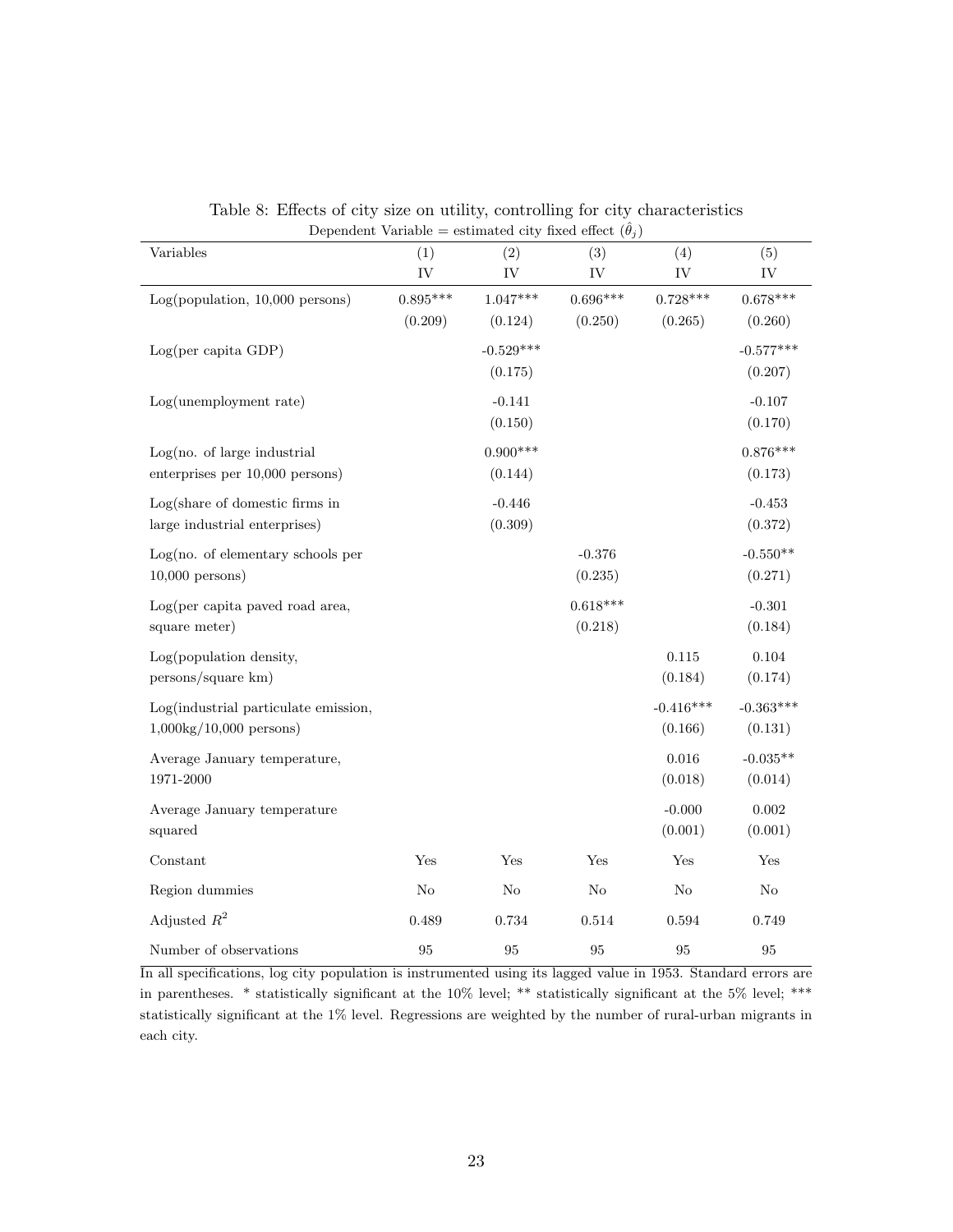Table 8: Effects of city size on utility, controlling for city characteristics

Dependent Variable = estimated city fixed effect ($\hat{\theta}_j$)

| Variables | (1) IV | (2) IV | (3) IV | (4) IV | (5) IV |
|---|---|---|---|---|---|
| Log(population, 10,000 persons) | 0.895*** | 1.047*** | 0.696*** | 0.728*** | 0.678*** |
| | (0.209) | (0.124) | (0.250) | (0.265) | (0.260) |
| Log(per capita GDP) | | -0.529*** | | | -0.577*** |
| | | (0.175) | | | (0.207) |
| Log(unemployment rate) | | -0.141 | | | -0.107 |
| | | (0.150) | | | (0.170) |
| Log(no. of large industrial enterprises per 10,000 persons) | | 0.900*** | | | 0.876*** |
| | | (0.144) | | | (0.173) |
| Log(share of domestic firms in large industrial enterprises) | | -0.446 | | | -0.453 |
| | | (0.309) | | | (0.372) |
| Log(no. of elementary schools per 10,000 persons) | | | -0.376 | | -0.550** |
| | | | (0.235) | | (0.271) |
| Log(per capita paved road area, square meter) | | | 0.618*** | | -0.301 |
| | | | (0.218) | | (0.184) |
| Log(population density, persons/square km) | | | | 0.115 | 0.104 |
| | | | | (0.184) | (0.174) |
| Log(industrial particulate emission, 1,000kg/10,000 persons) | | | | -0.416*** | -0.363*** |
| | | | | (0.166) | (0.131) |
| Average January temperature, 1971-2000 | | | | 0.016 | -0.035** |
| | | | | (0.018) | (0.014) |
| Average January temperature squared | | | | -0.000 | 0.002 |
| | | | | (0.001) | (0.001) |
| Constant | Yes | Yes | Yes | Yes | Yes |
| Region dummies | No | No | No | No | No |
| Adjusted $R^2$ | 0.489 | 0.734 | 0.514 | 0.594 | 0.749 |
| Number of observations | 95 | 95 | 95 | 95 | 95 |

In all specifications, log city population is instrumented using its lagged value in 1953. Standard errors are in parentheses. * statistically significant at the 10% level; ** statistically significant at the 5% level; *** statistically significant at the 1% level. Regressions are weighted by the number of rural-urban migrants in each city.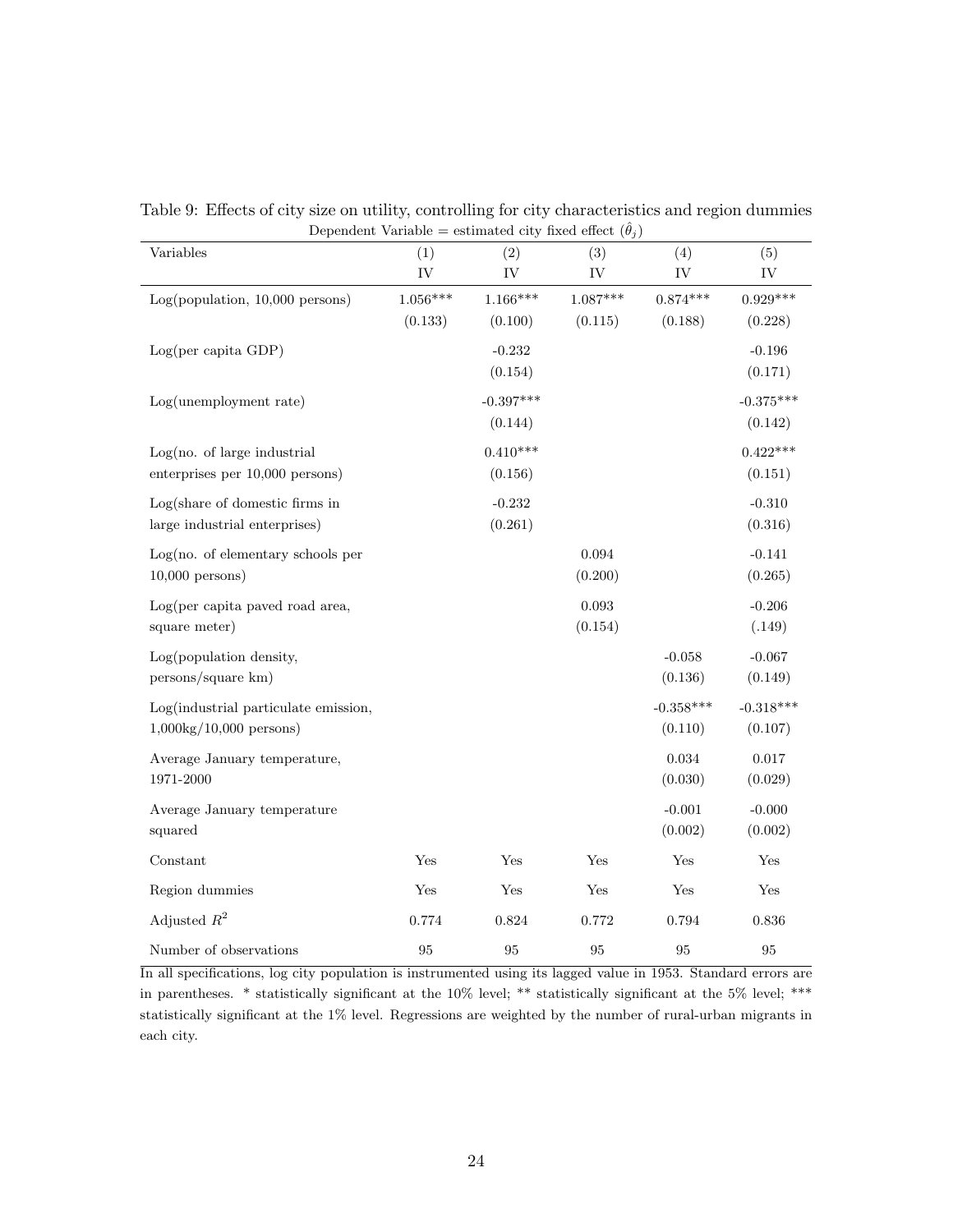Table 9: Effects of city size on utility, controlling for city characteristics and region dummies

Dependent Variable = estimated city fixed effect ($\hat{\theta}_j$)

| Variables | (1) IV | (2) IV | (3) IV | (4) IV | (5) IV |
|---|---|---|---|---|---|
| Log(population, 10,000 persons) | 1.056*** | 1.166*** | 1.087*** | 0.874*** | 0.929*** |
| | (0.133) | (0.100) | (0.115) | (0.188) | (0.228) |
| Log(per capita GDP) | | -0.232 | | | -0.196 |
| | | (0.154) | | | (0.171) |
| Log(unemployment rate) | | -0.397*** | | | -0.375*** |
| | | (0.144) | | | (0.142) |
| Log(no. of large industrial enterprises per 10,000 persons) | | 0.410*** | | | 0.422*** |
| | | (0.156) | | | (0.151) |
| Log(share of domestic firms in large industrial enterprises) | | -0.232 | | | -0.310 |
| | | (0.261) | | | (0.316) |
| Log(no. of elementary schools per 10,000 persons) | | | 0.094 | | -0.141 |
| | | | (0.200) | | (0.265) |
| Log(per capita paved road area, square meter) | | | 0.093 | | -0.206 |
| | | | (0.154) | | (.149) |
| Log(population density, persons/square km) | | | | -0.058 | -0.067 |
| | | | | (0.136) | (0.149) |
| Log(industrial particulate emission, 1,000kg/10,000 persons) | | | | -0.358*** | -0.318*** |
| | | | | (0.110) | (0.107) |
| Average January temperature, 1971-2000 | | | | 0.034 | 0.017 |
| | | | | (0.030) | (0.029) |
| Average January temperature squared | | | | -0.001 | -0.000 |
| | | | | (0.002) | (0.002) |
| Constant | Yes | Yes | Yes | Yes | Yes |
| Region dummies | Yes | Yes | Yes | Yes | Yes |
| Adjusted $R^2$ | 0.774 | 0.824 | 0.772 | 0.794 | 0.836 |
| Number of observations | 95 | 95 | 95 | 95 | 95 |

In all specifications, log city population is instrumented using its lagged value in 1953. Standard errors are in parentheses. * statistically significant at the 10% level; ** statistically significant at the 5% level; *** statistically significant at the 1% level. Regressions are weighted by the number of rural-urban migrants in each city.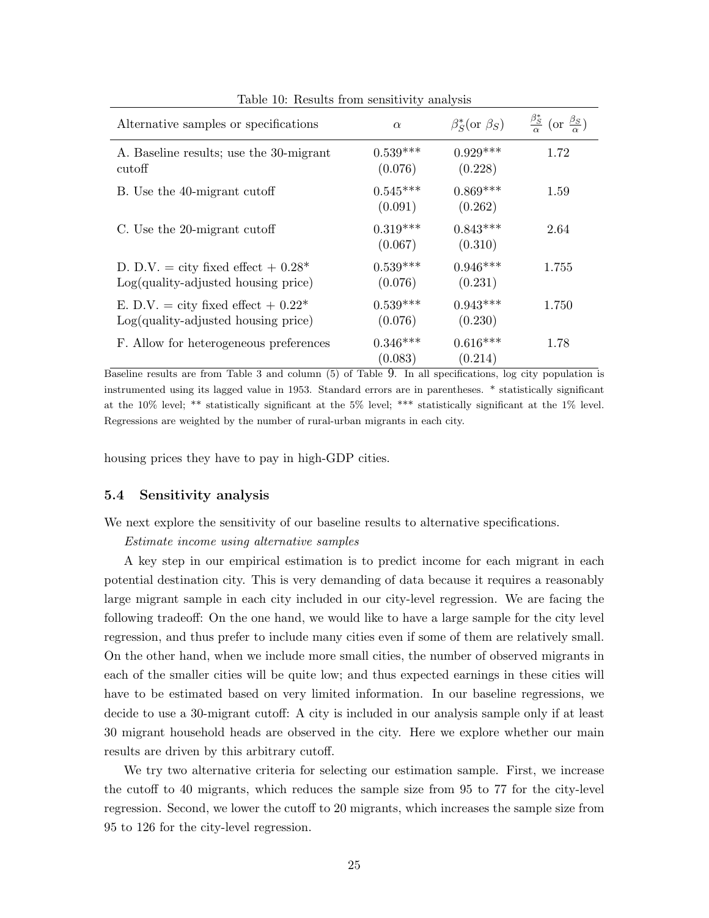Table 10: Results from sensitivity analysis

| Alternative samples or specifications | $\alpha$ | $\beta_S^*$(or $\beta_S$) | $\frac{\beta_S^*}{\alpha}$ (or $\frac{\beta_S}{\alpha}$) |
|---|---|---|---|
| A. Baseline results; use the 30-migrant cutoff | 0.539*** (0.076) | 0.929*** (0.228) | 1.72 |
| B. Use the 40-migrant cutoff | 0.545*** (0.091) | 0.869*** (0.262) | 1.59 |
| C. Use the 20-migrant cutoff | 0.319*** (0.067) | 0.843*** (0.310) | 2.64 |
| D. D.V. = city fixed effect + 0.28* Log(quality-adjusted housing price) | 0.539*** (0.076) | 0.946*** (0.231) | 1.755 |
| E. D.V. = city fixed effect + 0.22* Log(quality-adjusted housing price) | 0.539*** (0.076) | 0.943*** (0.230) | 1.750 |
| F. Allow for heterogeneous preferences | 0.346*** (0.083) | 0.616*** (0.214) | 1.78 |

Baseline results are from Table 3 and column (5) of Table 9. In all specifications, log city population is instrumented using its lagged value in 1953. Standard errors are in parentheses. * statistically significant at the 10% level; ** statistically significant at the 5% level; *** statistically significant at the 1% level. Regressions are weighted by the number of rural-urban migrants in each city.

housing prices they have to pay in high-GDP cities.

### 5.4 Sensitivity analysis

We next explore the sensitivity of our baseline results to alternative specifications.

*Estimate income using alternative samples*

A key step in our empirical estimation is to predict income for each migrant in each potential destination city. This is very demanding of data because it requires a reasonably large migrant sample in each city included in our city-level regression. We are facing the following tradeoff: On the one hand, we would like to have a large sample for the city level regression, and thus prefer to include many cities even if some of them are relatively small. On the other hand, when we include more small cities, the number of observed migrants in each of the smaller cities will be quite low; and thus expected earnings in these cities will have to be estimated based on very limited information. In our baseline regressions, we decide to use a 30-migrant cutoff: A city is included in our analysis sample only if at least 30 migrant household heads are observed in the city. Here we explore whether our main results are driven by this arbitrary cutoff.

We try two alternative criteria for selecting our estimation sample. First, we increase the cutoff to 40 migrants, which reduces the sample size from 95 to 77 for the city-level regression. Second, we lower the cutoff to 20 migrants, which increases the sample size from 95 to 126 for the city-level regression.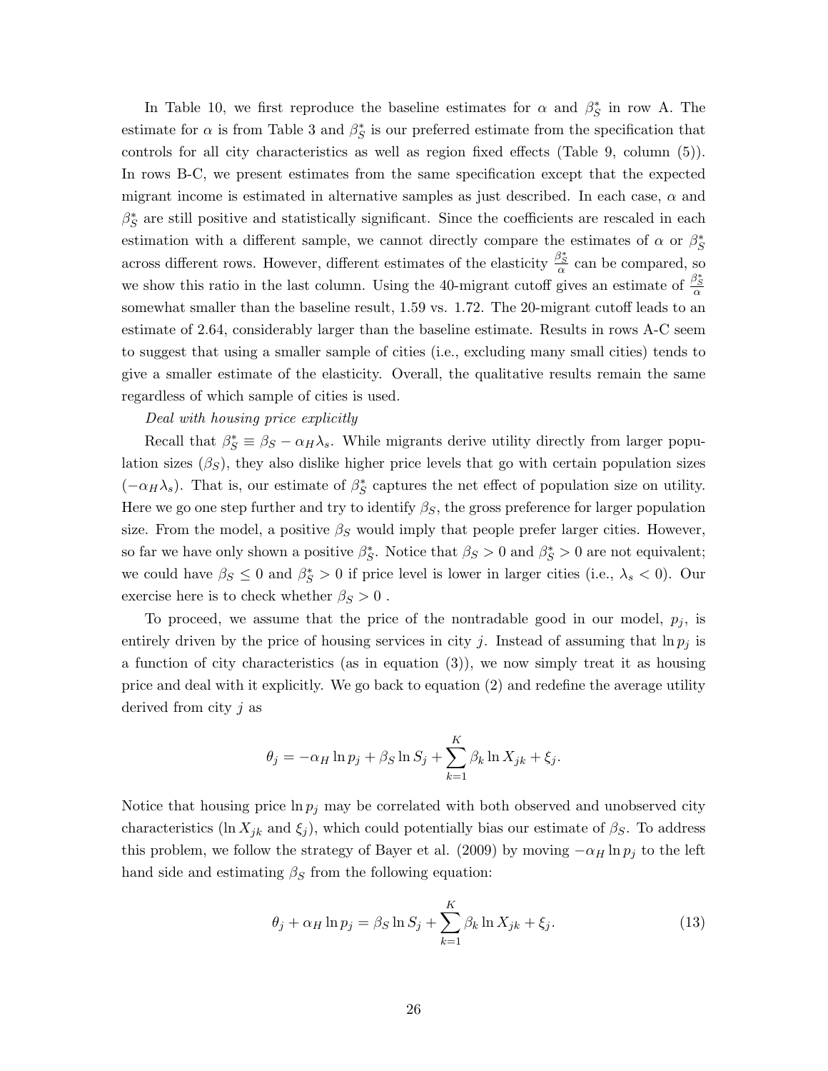In Table 10, we first reproduce the baseline estimates for $\alpha$ and $\beta_S^*$ in row A. The estimate for $\alpha$ is from Table 3 and $\beta_S^*$ is our preferred estimate from the specification that controls for all city characteristics as well as region fixed effects (Table 9, column (5)). In rows B-C, we present estimates from the same specification except that the expected migrant income is estimated in alternative samples as just described. In each case, $\alpha$ and $\beta_S^*$ are still positive and statistically significant. Since the coefficients are rescaled in each estimation with a different sample, we cannot directly compare the estimates of $\alpha$ or $\beta_S^*$ across different rows. However, different estimates of the elasticity $\frac{\beta_S^*}{\alpha}$ can be compared, so we show this ratio in the last column. Using the 40-migrant cutoff gives an estimate of $\frac{\beta_S^*}{\alpha}$ somewhat smaller than the baseline result, 1.59 vs. 1.72. The 20-migrant cutoff leads to an estimate of 2.64, considerably larger than the baseline estimate. Results in rows A-C seem to suggest that using a smaller sample of cities (i.e., excluding many small cities) tends to give a smaller estimate of the elasticity. Overall, the qualitative results remain the same regardless of which sample of cities is used.

*Deal with housing price explicitly*

Recall that $\beta_S^* \equiv \beta_S - \alpha_H \lambda_s$. While migrants derive utility directly from larger population sizes ($\beta_S$), they also dislike higher price levels that go with certain population sizes ($-\alpha_H \lambda_s$). That is, our estimate of $\beta_S^*$ captures the net effect of population size on utility. Here we go one step further and try to identify $\beta_S$, the gross preference for larger population size. From the model, a positive $\beta_S$ would imply that people prefer larger cities. However, so far we have only shown a positive $\beta_S^*$. Notice that $\beta_S > 0$ and $\beta_S^* > 0$ are not equivalent; we could have $\beta_S \leq 0$ and $\beta_S^* > 0$ if price level is lower in larger cities (i.e., $\lambda_s < 0$). Our exercise here is to check whether $\beta_S > 0$ .

To proceed, we assume that the price of the nontradable good in our model, $p_j$, is entirely driven by the price of housing services in city $j$. Instead of assuming that $\ln p_j$ is a function of city characteristics (as in equation (3)), we now simply treat it as housing price and deal with it explicitly. We go back to equation (2) and redefine the average utility derived from city $j$ as

$$\theta_j = -\alpha_H \ln p_j + \beta_S \ln S_j + \sum_{k=1}^{K} \beta_k \ln X_{jk} + \xi_j.$$

Notice that housing price $\ln p_j$ may be correlated with both observed and unobserved city characteristics ($\ln X_{jk}$ and $\xi_j$), which could potentially bias our estimate of $\beta_S$. To address this problem, we follow the strategy of Bayer et al. (2009) by moving $-\alpha_H \ln p_j$ to the left hand side and estimating $\beta_S$ from the following equation:

$$\theta_j + \alpha_H \ln p_j = \beta_S \ln S_j + \sum_{k=1}^{K} \beta_k \ln X_{jk} + \xi_j. \tag{13}$$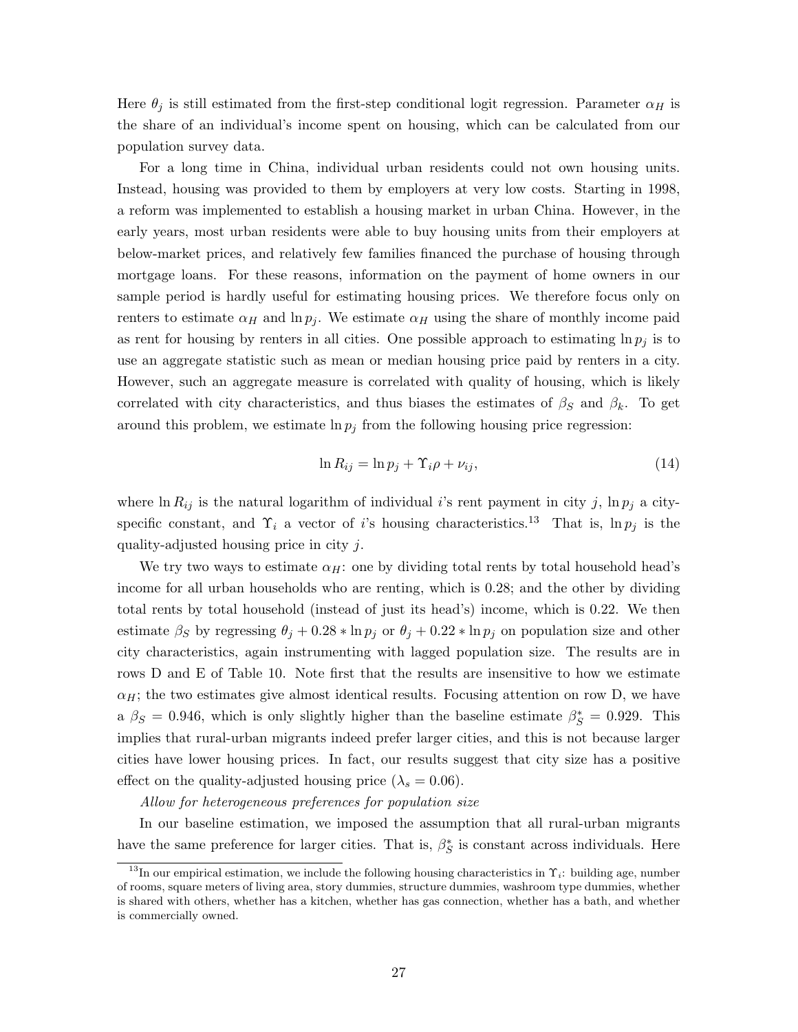Here $\theta_j$ is still estimated from the first-step conditional logit regression. Parameter $\alpha_H$ is the share of an individual's income spent on housing, which can be calculated from our population survey data.

For a long time in China, individual urban residents could not own housing units. Instead, housing was provided to them by employers at very low costs. Starting in 1998, a reform was implemented to establish a housing market in urban China. However, in the early years, most urban residents were able to buy housing units from their employers at below-market prices, and relatively few families financed the purchase of housing through mortgage loans. For these reasons, information on the payment of home owners in our sample period is hardly useful for estimating housing prices. We therefore focus only on renters to estimate $\alpha_H$ and $\ln p_j$. We estimate $\alpha_H$ using the share of monthly income paid as rent for housing by renters in all cities. One possible approach to estimating $\ln p_j$ is to use an aggregate statistic such as mean or median housing price paid by renters in a city. However, such an aggregate measure is correlated with quality of housing, which is likely correlated with city characteristics, and thus biases the estimates of $\beta_S$ and $\beta_k$. To get around this problem, we estimate $\ln p_j$ from the following housing price regression:

$$\ln R_{ij} = \ln p_j + \Upsilon_i \rho + \nu_{ij}, \tag{14}$$

where $\ln R_{ij}$ is the natural logarithm of individual $i$'s rent payment in city $j$, $\ln p_j$ a city-specific constant, and $\Upsilon_i$ a vector of $i$'s housing characteristics.[13] That is, $\ln p_j$ is the quality-adjusted housing price in city $j$.

We try two ways to estimate $\alpha_H$: one by dividing total rents by total household head's income for all urban households who are renting, which is 0.28; and the other by dividing total rents by total household (instead of just its head's) income, which is 0.22. We then estimate $\beta_S$ by regressing $\theta_j + 0.28 * \ln p_j$ or $\theta_j + 0.22 * \ln p_j$ on population size and other city characteristics, again instrumenting with lagged population size. The results are in rows D and E of Table 10. Note first that the results are insensitive to how we estimate $\alpha_H$; the two estimates give almost identical results. Focusing attention on row D, we have a $\beta_S = 0.946$, which is only slightly higher than the baseline estimate $\beta_S^* = 0.929$. This implies that rural-urban migrants indeed prefer larger cities, and this is not because larger cities have lower housing prices. In fact, our results suggest that city size has a positive effect on the quality-adjusted housing price ($\lambda_s = 0.06$).

*Allow for heterogeneous preferences for population size*

In our baseline estimation, we imposed the assumption that all rural-urban migrants have the same preference for larger cities. That is, $\beta_S^*$ is constant across individuals. Here

[13] In our empirical estimation, we include the following housing characteristics in $\Upsilon_i$: building age, number of rooms, square meters of living area, story dummies, structure dummies, washroom type dummies, whether is shared with others, whether has a kitchen, whether has gas connection, whether has a bath, and whether is commercially owned.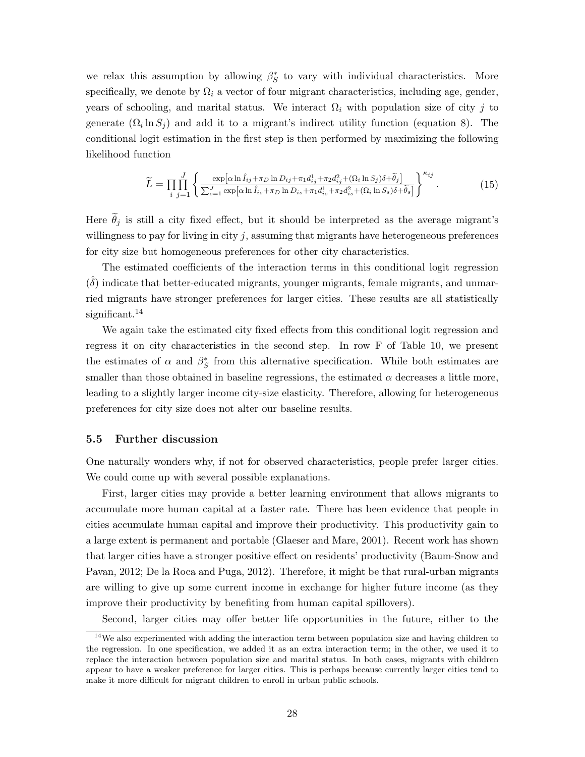we relax this assumption by allowing $\beta_S^*$ to vary with individual characteristics. More specifically, we denote by $\Omega_i$ a vector of four migrant characteristics, including age, gender, years of schooling, and marital status. We interact $\Omega_i$ with population size of city $j$ to generate $(\Omega_i \ln S_j)$ and add it to a migrant's indirect utility function (equation 8). The conditional logit estimation in the first step is then performed by maximizing the following likelihood function

$$\widetilde{L} = \prod_i \prod_{j=1}^{J} \left\{ \frac{\exp\left[\alpha \ln \hat{I}_{ij} + \pi_D \ln D_{ij} + \pi_1 d_{ij}^1 + \pi_2 d_{ij}^2 + (\Omega_i \ln S_j)\delta + \widetilde{\theta}_j\right]}{\sum_{s=1}^{J} \exp\left[\alpha \ln \hat{I}_{is} + \pi_D \ln D_{is} + \pi_1 d_{is}^1 + \pi_2 d_{is}^2 + (\Omega_i \ln S_s)\delta + \widetilde{\theta}_s\right]} \right\}^{\kappa_{ij}}. \tag{15}$$

Here $\widetilde{\theta}_j$ is still a city fixed effect, but it should be interpreted as the average migrant's willingness to pay for living in city $j$, assuming that migrants have heterogeneous preferences for city size but homogeneous preferences for other city characteristics.

The estimated coefficients of the interaction terms in this conditional logit regression $(\hat{\delta})$ indicate that better-educated migrants, younger migrants, female migrants, and unmarried migrants have stronger preferences for larger cities. These results are all statistically significant.[14]

We again take the estimated city fixed effects from this conditional logit regression and regress it on city characteristics in the second step. In row F of Table 10, we present the estimates of $\alpha$ and $\beta_S^*$ from this alternative specification. While both estimates are smaller than those obtained in baseline regressions, the estimated $\alpha$ decreases a little more, leading to a slightly larger income city-size elasticity. Therefore, allowing for heterogeneous preferences for city size does not alter our baseline results.

### 5.5 Further discussion

One naturally wonders why, if not for observed characteristics, people prefer larger cities. We could come up with several possible explanations.

First, larger cities may provide a better learning environment that allows migrants to accumulate more human capital at a faster rate. There has been evidence that people in cities accumulate human capital and improve their productivity. This productivity gain to a large extent is permanent and portable (Glaeser and Mare, 2001). Recent work has shown that larger cities have a stronger positive effect on residents' productivity (Baum-Snow and Pavan, 2012; De la Roca and Puga, 2012). Therefore, it might be that rural-urban migrants are willing to give up some current income in exchange for higher future income (as they improve their productivity by benefiting from human capital spillovers).

Second, larger cities may offer better life opportunities in the future, either to the

[14] We also experimented with adding the interaction term between population size and having children to the regression. In one specification, we added it as an extra interaction term; in the other, we used it to replace the interaction between population size and marital status. In both cases, migrants with children appear to have a weaker preference for larger cities. This is perhaps because currently larger cities tend to make it more difficult for migrant children to enroll in urban public schools.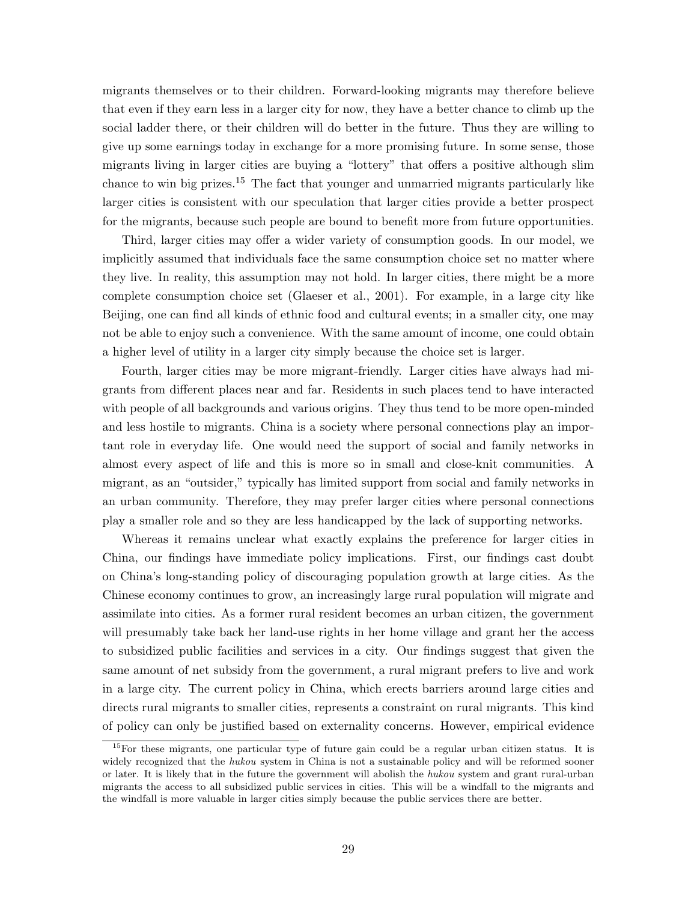migrants themselves or to their children. Forward-looking migrants may therefore believe that even if they earn less in a larger city for now, they have a better chance to climb up the social ladder there, or their children will do better in the future. Thus they are willing to give up some earnings today in exchange for a more promising future. In some sense, those migrants living in larger cities are buying a "lottery" that offers a positive although slim chance to win big prizes.[15] The fact that younger and unmarried migrants particularly like larger cities is consistent with our speculation that larger cities provide a better prospect for the migrants, because such people are bound to benefit more from future opportunities.

Third, larger cities may offer a wider variety of consumption goods. In our model, we implicitly assumed that individuals face the same consumption choice set no matter where they live. In reality, this assumption may not hold. In larger cities, there might be a more complete consumption choice set (Glaeser et al., 2001). For example, in a large city like Beijing, one can find all kinds of ethnic food and cultural events; in a smaller city, one may not be able to enjoy such a convenience. With the same amount of income, one could obtain a higher level of utility in a larger city simply because the choice set is larger.

Fourth, larger cities may be more migrant-friendly. Larger cities have always had migrants from different places near and far. Residents in such places tend to have interacted with people of all backgrounds and various origins. They thus tend to be more open-minded and less hostile to migrants. China is a society where personal connections play an important role in everyday life. One would need the support of social and family networks in almost every aspect of life and this is more so in small and close-knit communities. A migrant, as an "outsider," typically has limited support from social and family networks in an urban community. Therefore, they may prefer larger cities where personal connections play a smaller role and so they are less handicapped by the lack of supporting networks.

Whereas it remains unclear what exactly explains the preference for larger cities in China, our findings have immediate policy implications. First, our findings cast doubt on China's long-standing policy of discouraging population growth at large cities. As the Chinese economy continues to grow, an increasingly large rural population will migrate and assimilate into cities. As a former rural resident becomes an urban citizen, the government will presumably take back her land-use rights in her home village and grant her the access to subsidized public facilities and services in a city. Our findings suggest that given the same amount of net subsidy from the government, a rural migrant prefers to live and work in a large city. The current policy in China, which erects barriers around large cities and directs rural migrants to smaller cities, represents a constraint on rural migrants. This kind of policy can only be justified based on externality concerns. However, empirical evidence

[15] For these migrants, one particular type of future gain could be a regular urban citizen status. It is widely recognized that the *hukou* system in China is not a sustainable policy and will be reformed sooner or later. It is likely that in the future the government will abolish the *hukou* system and grant rural-urban migrants the access to all subsidized public services in cities. This will be a windfall to the migrants and the windfall is more valuable in larger cities simply because the public services there are better.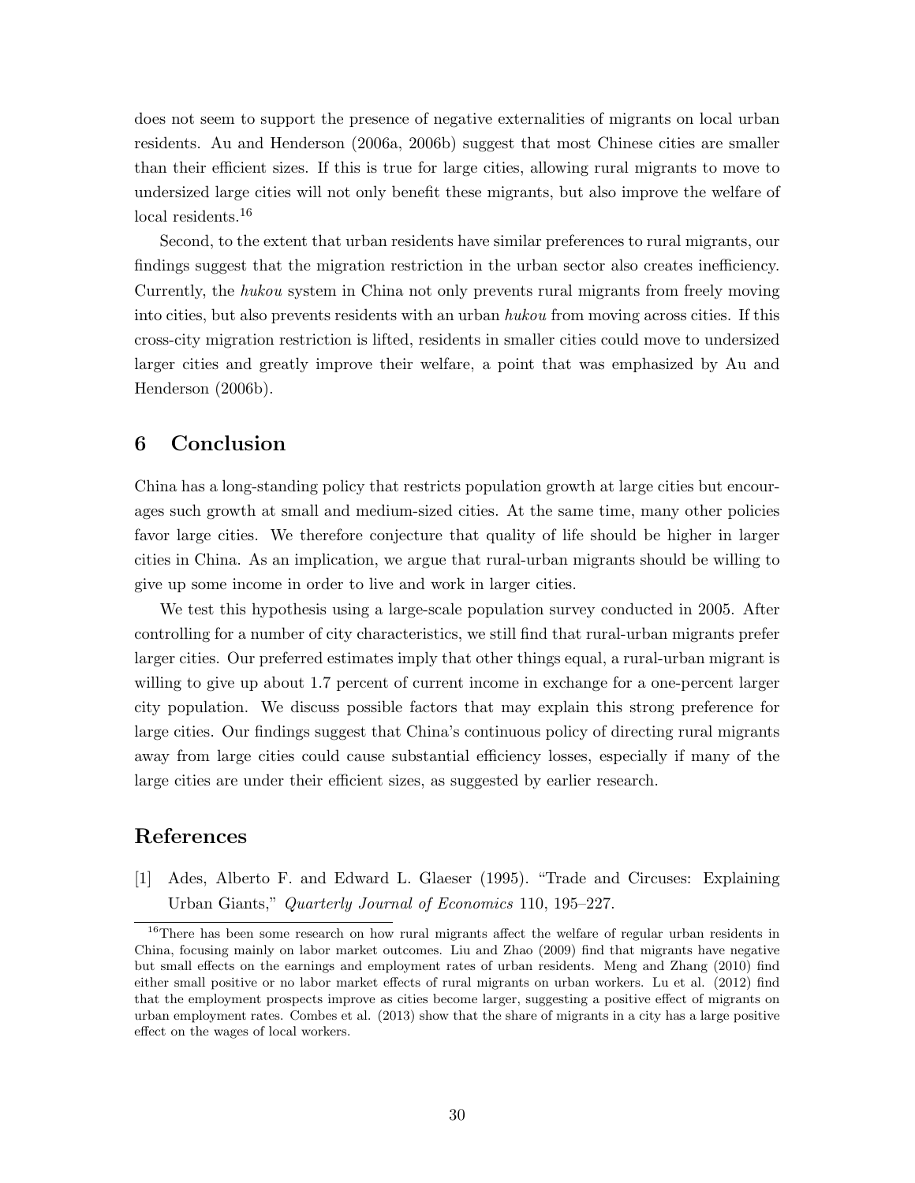does not seem to support the presence of negative externalities of migrants on local urban residents. Au and Henderson (2006a, 2006b) suggest that most Chinese cities are smaller than their efficient sizes. If this is true for large cities, allowing rural migrants to move to undersized large cities will not only benefit these migrants, but also improve the welfare of local residents.[16]

Second, to the extent that urban residents have similar preferences to rural migrants, our findings suggest that the migration restriction in the urban sector also creates inefficiency. Currently, the *hukou* system in China not only prevents rural migrants from freely moving into cities, but also prevents residents with an urban *hukou* from moving across cities. If this cross-city migration restriction is lifted, residents in smaller cities could move to undersized larger cities and greatly improve their welfare, a point that was emphasized by Au and Henderson (2006b).

## 6 Conclusion

China has a long-standing policy that restricts population growth at large cities but encourages such growth at small and medium-sized cities. At the same time, many other policies favor large cities. We therefore conjecture that quality of life should be higher in larger cities in China. As an implication, we argue that rural-urban migrants should be willing to give up some income in order to live and work in larger cities.

We test this hypothesis using a large-scale population survey conducted in 2005. After controlling for a number of city characteristics, we still find that rural-urban migrants prefer larger cities. Our preferred estimates imply that other things equal, a rural-urban migrant is willing to give up about 1.7 percent of current income in exchange for a one-percent larger city population. We discuss possible factors that may explain this strong preference for large cities. Our findings suggest that China's continuous policy of directing rural migrants away from large cities could cause substantial efficiency losses, especially if many of the large cities are under their efficient sizes, as suggested by earlier research.

## References

[1] Ades, Alberto F. and Edward L. Glaeser (1995). "Trade and Circuses: Explaining Urban Giants," *Quarterly Journal of Economics* 110, 195–227.

[16] There has been some research on how rural migrants affect the welfare of regular urban residents in China, focusing mainly on labor market outcomes. Liu and Zhao (2009) find that migrants have negative but small effects on the earnings and employment rates of urban residents. Meng and Zhang (2010) find either small positive or no labor market effects of rural migrants on urban workers. Lu et al. (2012) find that the employment prospects improve as cities become larger, suggesting a positive effect of migrants on urban employment rates. Combes et al. (2013) show that the share of migrants in a city has a large positive effect on the wages of local workers.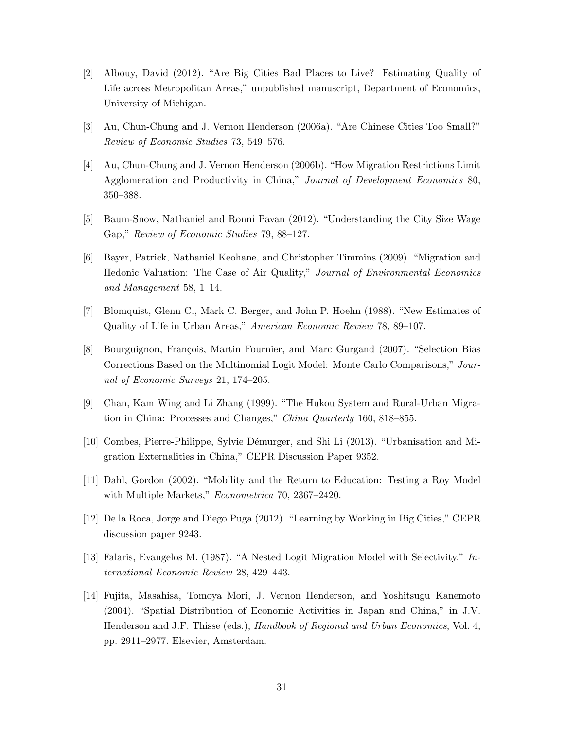[2] Albouy, David (2012). "Are Big Cities Bad Places to Live? Estimating Quality of Life across Metropolitan Areas," unpublished manuscript, Department of Economics, University of Michigan.

[3] Au, Chun-Chung and J. Vernon Henderson (2006a). "Are Chinese Cities Too Small?" *Review of Economic Studies* 73, 549–576.

[4] Au, Chun-Chung and J. Vernon Henderson (2006b). "How Migration Restrictions Limit Agglomeration and Productivity in China," *Journal of Development Economics* 80, 350–388.

[5] Baum-Snow, Nathaniel and Ronni Pavan (2012). "Understanding the City Size Wage Gap," *Review of Economic Studies* 79, 88–127.

[6] Bayer, Patrick, Nathaniel Keohane, and Christopher Timmins (2009). "Migration and Hedonic Valuation: The Case of Air Quality," *Journal of Environmental Economics and Management* 58, 1–14.

[7] Blomquist, Glenn C., Mark C. Berger, and John P. Hoehn (1988). "New Estimates of Quality of Life in Urban Areas," *American Economic Review* 78, 89–107.

[8] Bourguignon, François, Martin Fournier, and Marc Gurgand (2007). "Selection Bias Corrections Based on the Multinomial Logit Model: Monte Carlo Comparisons," *Journal of Economic Surveys* 21, 174–205.

[9] Chan, Kam Wing and Li Zhang (1999). "The Hukou System and Rural-Urban Migration in China: Processes and Changes," *China Quarterly* 160, 818–855.

[10] Combes, Pierre-Philippe, Sylvie Démurger, and Shi Li (2013). "Urbanisation and Migration Externalities in China," CEPR Discussion Paper 9352.

[11] Dahl, Gordon (2002). "Mobility and the Return to Education: Testing a Roy Model with Multiple Markets," *Econometrica* 70, 2367–2420.

[12] De la Roca, Jorge and Diego Puga (2012). "Learning by Working in Big Cities," CEPR discussion paper 9243.

[13] Falaris, Evangelos M. (1987). "A Nested Logit Migration Model with Selectivity," *International Economic Review* 28, 429–443.

[14] Fujita, Masahisa, Tomoya Mori, J. Vernon Henderson, and Yoshitsugu Kanemoto (2004). "Spatial Distribution of Economic Activities in Japan and China," in J.V. Henderson and J.F. Thisse (eds.), *Handbook of Regional and Urban Economics*, Vol. 4, pp. 2911–2977. Elsevier, Amsterdam.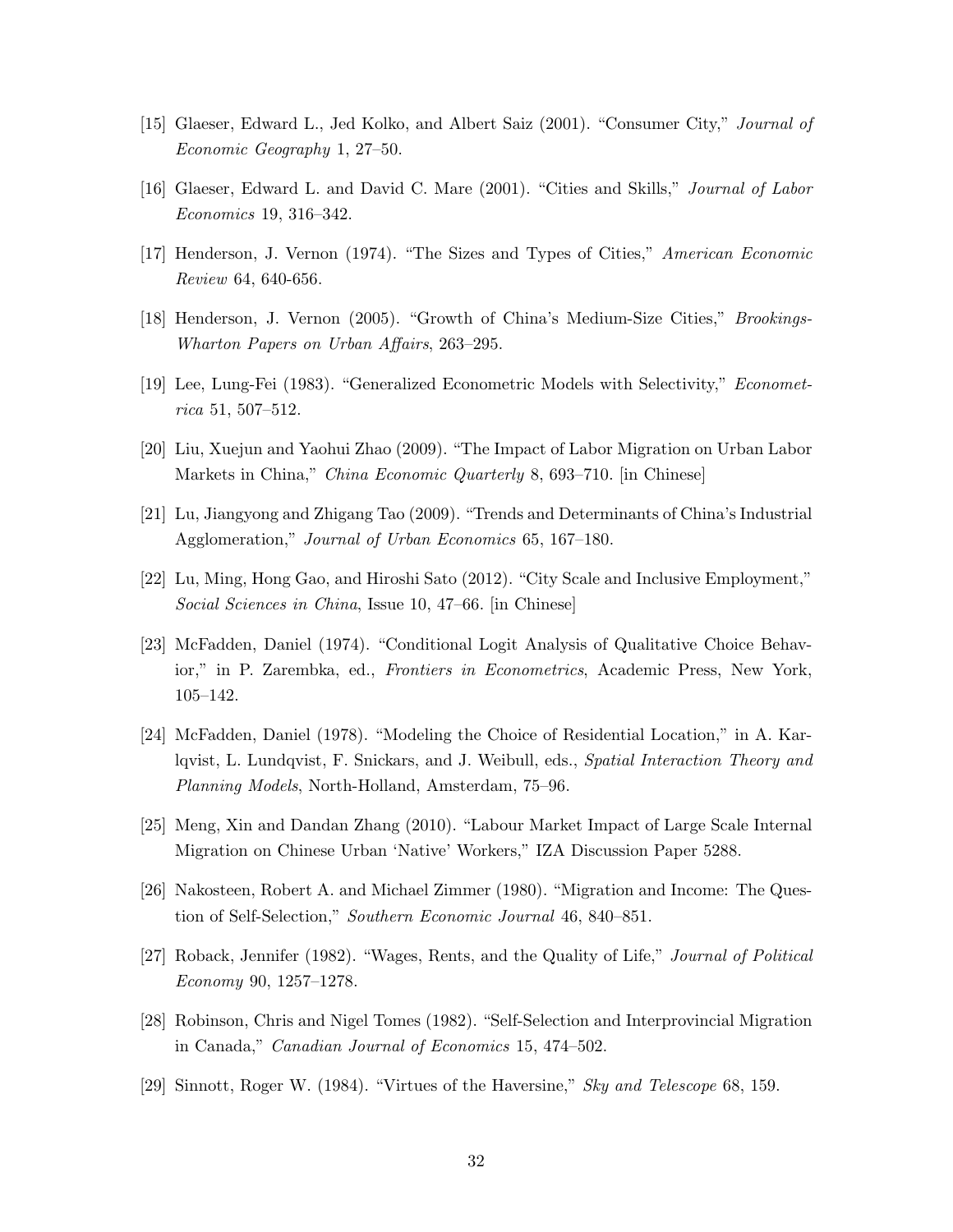[15] Glaeser, Edward L., Jed Kolko, and Albert Saiz (2001). "Consumer City," *Journal of Economic Geography* 1, 27–50.

[16] Glaeser, Edward L. and David C. Mare (2001). "Cities and Skills," *Journal of Labor Economics* 19, 316–342.

[17] Henderson, J. Vernon (1974). "The Sizes and Types of Cities," *American Economic Review* 64, 640-656.

[18] Henderson, J. Vernon (2005). "Growth of China's Medium-Size Cities," *Brookings-Wharton Papers on Urban Affairs*, 263–295.

[19] Lee, Lung-Fei (1983). "Generalized Econometric Models with Selectivity," *Econometrica* 51, 507–512.

[20] Liu, Xuejun and Yaohui Zhao (2009). "The Impact of Labor Migration on Urban Labor Markets in China," *China Economic Quarterly* 8, 693–710. [in Chinese]

[21] Lu, Jiangyong and Zhigang Tao (2009). "Trends and Determinants of China's Industrial Agglomeration," *Journal of Urban Economics* 65, 167–180.

[22] Lu, Ming, Hong Gao, and Hiroshi Sato (2012). "City Scale and Inclusive Employment," *Social Sciences in China*, Issue 10, 47–66. [in Chinese]

[23] McFadden, Daniel (1974). "Conditional Logit Analysis of Qualitative Choice Behavior," in P. Zarembka, ed., *Frontiers in Econometrics*, Academic Press, New York, 105–142.

[24] McFadden, Daniel (1978). "Modeling the Choice of Residential Location," in A. Karlqvist, L. Lundqvist, F. Snickars, and J. Weibull, eds., *Spatial Interaction Theory and Planning Models*, North-Holland, Amsterdam, 75–96.

[25] Meng, Xin and Dandan Zhang (2010). "Labour Market Impact of Large Scale Internal Migration on Chinese Urban 'Native' Workers," IZA Discussion Paper 5288.

[26] Nakosteen, Robert A. and Michael Zimmer (1980). "Migration and Income: The Question of Self-Selection," *Southern Economic Journal* 46, 840–851.

[27] Roback, Jennifer (1982). "Wages, Rents, and the Quality of Life," *Journal of Political Economy* 90, 1257–1278.

[28] Robinson, Chris and Nigel Tomes (1982). "Self-Selection and Interprovincial Migration in Canada," *Canadian Journal of Economics* 15, 474–502.

[29] Sinnott, Roger W. (1984). "Virtues of the Haversine," *Sky and Telescope* 68, 159.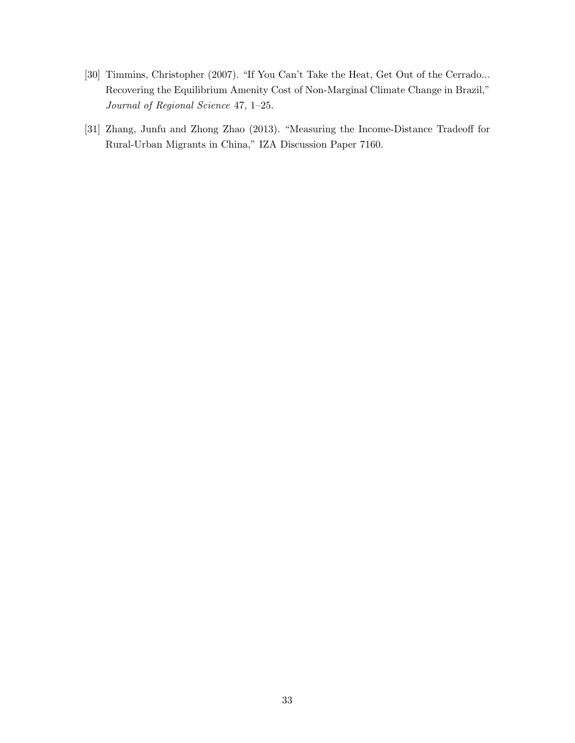[30] Timmins, Christopher (2007). "If You Can't Take the Heat, Get Out of the Cerrado... Recovering the Equilibrium Amenity Cost of Non-Marginal Climate Change in Brazil," *Journal of Regional Science* 47, 1–25.

[31] Zhang, Junfu and Zhong Zhao (2013). "Measuring the Income-Distance Tradeoff for Rural-Urban Migrants in China," IZA Discussion Paper 7160.